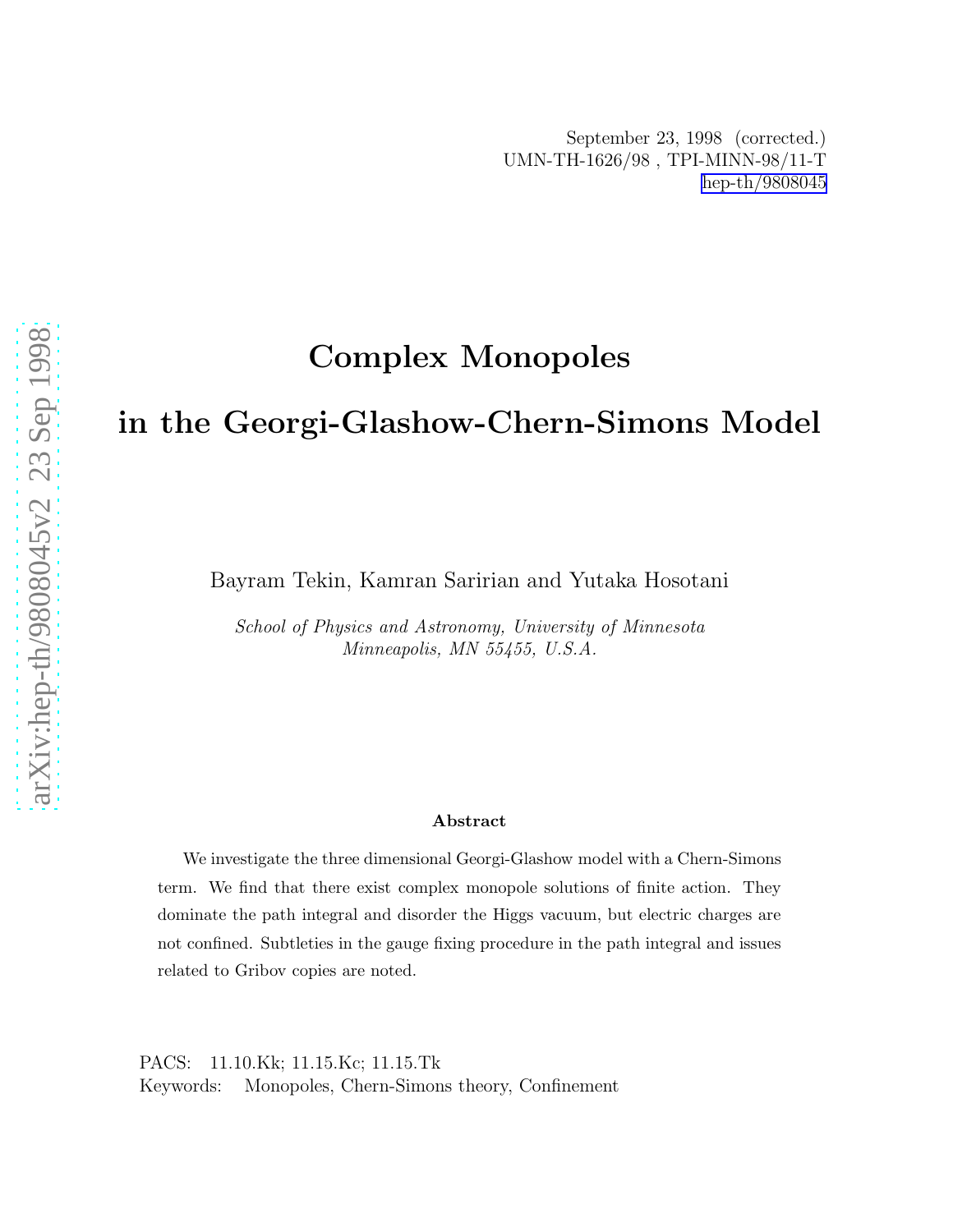September 23, 1998 (corrected.)
UMN-TH-1626/98 , TPI-MINN-98/11-T
hep-th/9808045

# Complex Monopoles in the Georgi-Glashow-Chern-Simons Model

Bayram Tekin, Kamran Saririan and Yutaka Hosotani

*School of Physics and Astronomy, University of Minnesota*
*Minneapolis, MN 55455, U.S.A.*

### Abstract

We investigate the three dimensional Georgi-Glashow model with a Chern-Simons term. We find that there exist complex monopole solutions of finite action. They dominate the path integral and disorder the Higgs vacuum, but electric charges are not confined. Subtleties in the gauge fixing procedure in the path integral and issues related to Gribov copies are noted.

PACS: 11.10.Kk; 11.15.Kc; 11.15.Tk
Keywords: Monopoles, Chern-Simons theory, Confinement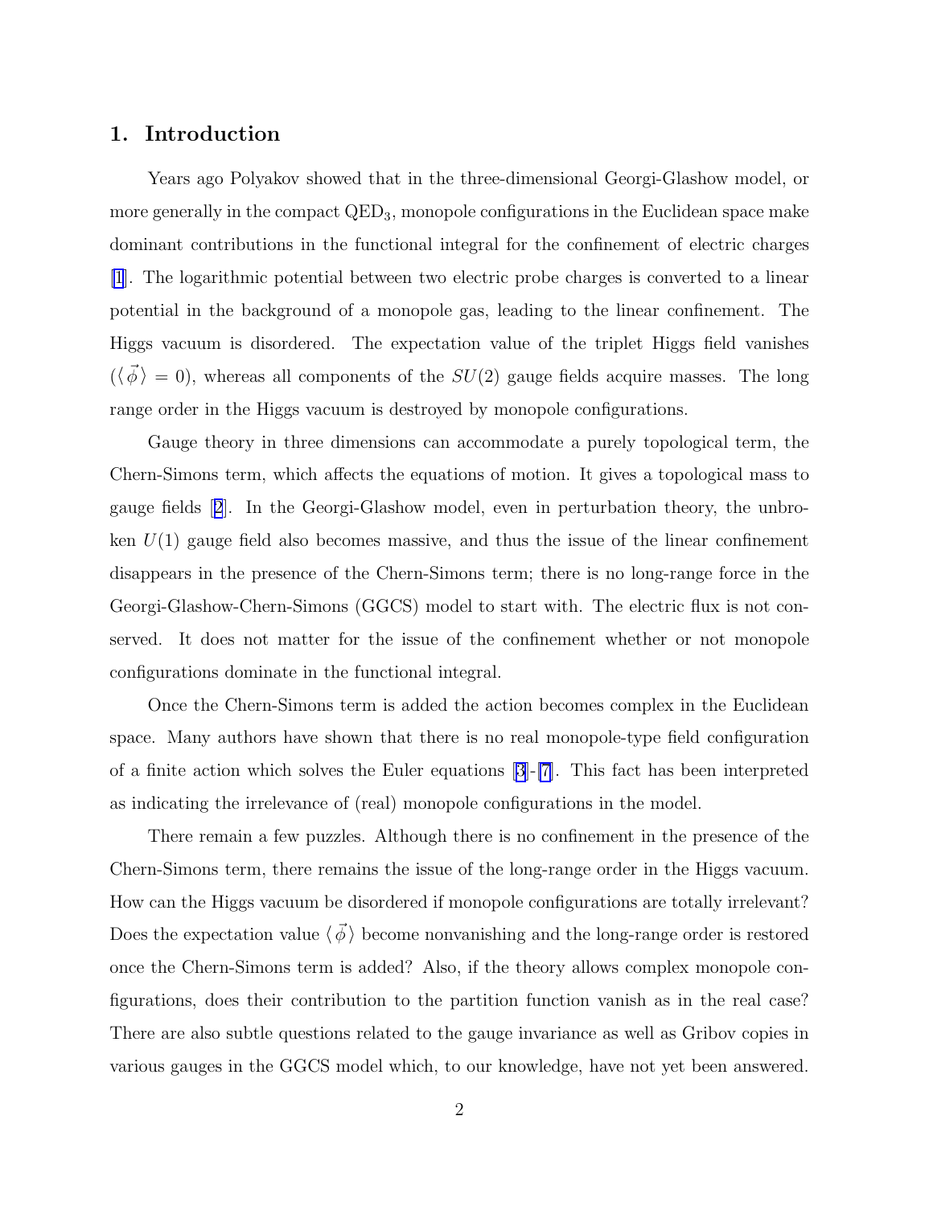## 1. Introduction

Years ago Polyakov showed that in the three-dimensional Georgi-Glashow model, or more generally in the compact $\mathrm{QED}_3$, monopole configurations in the Euclidean space make dominant contributions in the functional integral for the confinement of electric charges [1]. The logarithmic potential between two electric probe charges is converted to a linear potential in the background of a monopole gas, leading to the linear confinement. The Higgs vacuum is disordered. The expectation value of the triplet Higgs field vanishes ($\langle \vec{\phi} \rangle = 0$), whereas all components of the $SU(2)$ gauge fields acquire masses. The long range order in the Higgs vacuum is destroyed by monopole configurations.

Gauge theory in three dimensions can accommodate a purely topological term, the Chern-Simons term, which affects the equations of motion. It gives a topological mass to gauge fields [2]. In the Georgi-Glashow model, even in perturbation theory, the unbroken $U(1)$ gauge field also becomes massive, and thus the issue of the linear confinement disappears in the presence of the Chern-Simons term; there is no long-range force in the Georgi-Glashow-Chern-Simons (GGCS) model to start with. The electric flux is not conserved. It does not matter for the issue of the confinement whether or not monopole configurations dominate in the functional integral.

Once the Chern-Simons term is added the action becomes complex in the Euclidean space. Many authors have shown that there is no real monopole-type field configuration of a finite action which solves the Euler equations [3]-[7]. This fact has been interpreted as indicating the irrelevance of (real) monopole configurations in the model.

There remain a few puzzles. Although there is no confinement in the presence of the Chern-Simons term, there remains the issue of the long-range order in the Higgs vacuum. How can the Higgs vacuum be disordered if monopole configurations are totally irrelevant? Does the expectation value $\langle \vec{\phi} \rangle$ become nonvanishing and the long-range order is restored once the Chern-Simons term is added? Also, if the theory allows complex monopole configurations, does their contribution to the partition function vanish as in the real case? There are also subtle questions related to the gauge invariance as well as Gribov copies in various gauges in the GGCS model which, to our knowledge, have not yet been answered.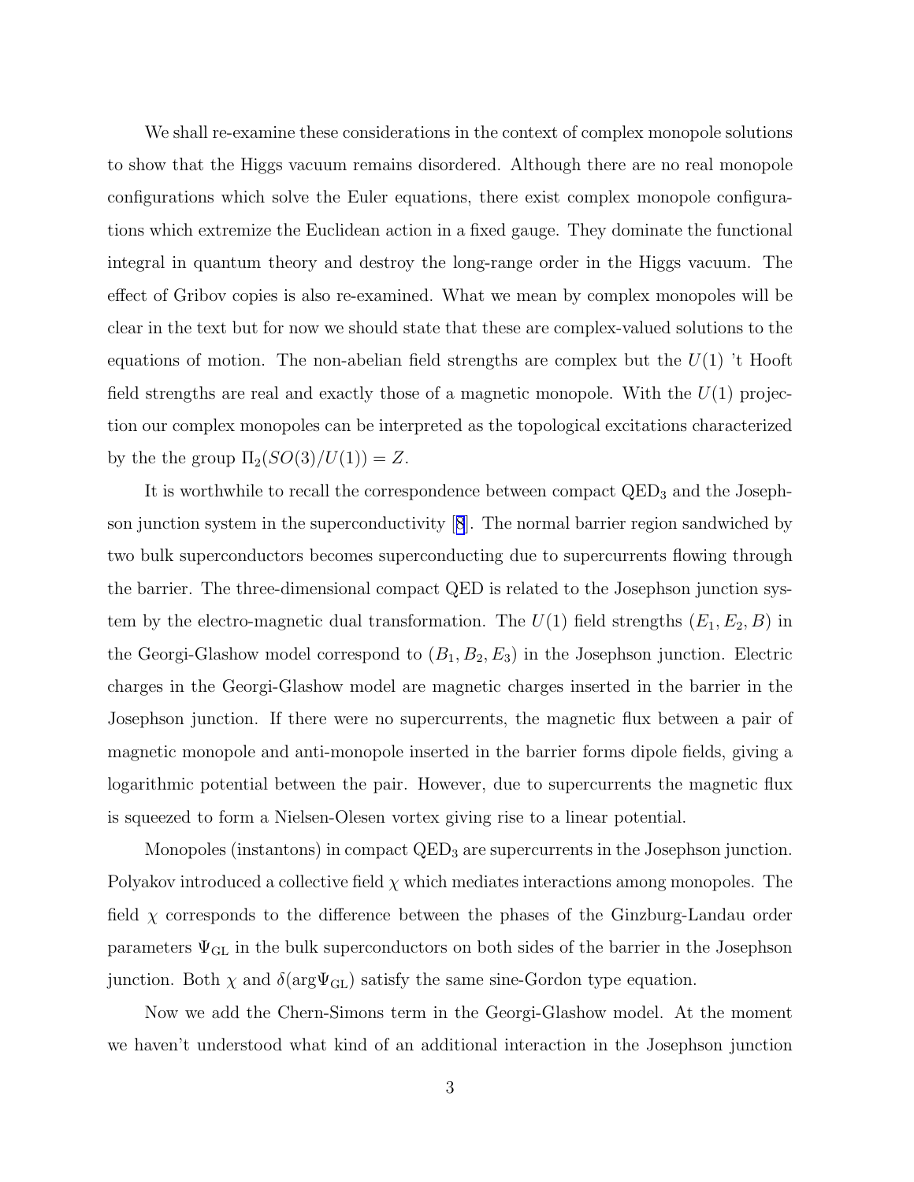We shall re-examine these considerations in the context of complex monopole solutions to show that the Higgs vacuum remains disordered. Although there are no real monopole configurations which solve the Euler equations, there exist complex monopole configurations which extremize the Euclidean action in a fixed gauge. They dominate the functional integral in quantum theory and destroy the long-range order in the Higgs vacuum. The effect of Gribov copies is also re-examined. What we mean by complex monopoles will be clear in the text but for now we should state that these are complex-valued solutions to the equations of motion. The non-abelian field strengths are complex but the $U(1)$ 't Hooft field strengths are real and exactly those of a magnetic monopole. With the $U(1)$ projection our complex monopoles can be interpreted as the topological excitations characterized by the the group $\Pi_2(SO(3)/U(1)) = Z$.

It is worthwhile to recall the correspondence between compact QED$_3$ and the Josephson junction system in the superconductivity [8]. The normal barrier region sandwiched by two bulk superconductors becomes superconducting due to supercurrents flowing through the barrier. The three-dimensional compact QED is related to the Josephson junction system by the electro-magnetic dual transformation. The $U(1)$ field strengths $(E_1, E_2, B)$ in the Georgi-Glashow model correspond to $(B_1, B_2, E_3)$ in the Josephson junction. Electric charges in the Georgi-Glashow model are magnetic charges inserted in the barrier in the Josephson junction. If there were no supercurrents, the magnetic flux between a pair of magnetic monopole and anti-monopole inserted in the barrier forms dipole fields, giving a logarithmic potential between the pair. However, due to supercurrents the magnetic flux is squeezed to form a Nielsen-Olesen vortex giving rise to a linear potential.

Monopoles (instantons) in compact QED$_3$ are supercurrents in the Josephson junction. Polyakov introduced a collective field $\chi$ which mediates interactions among monopoles. The field $\chi$ corresponds to the difference between the phases of the Ginzburg-Landau order parameters $\Psi_{\rm GL}$ in the bulk superconductors on both sides of the barrier in the Josephson junction. Both $\chi$ and $\delta(\arg\Psi_{\rm GL})$ satisfy the same sine-Gordon type equation.

Now we add the Chern-Simons term in the Georgi-Glashow model. At the moment we haven't understood what kind of an additional interaction in the Josephson junction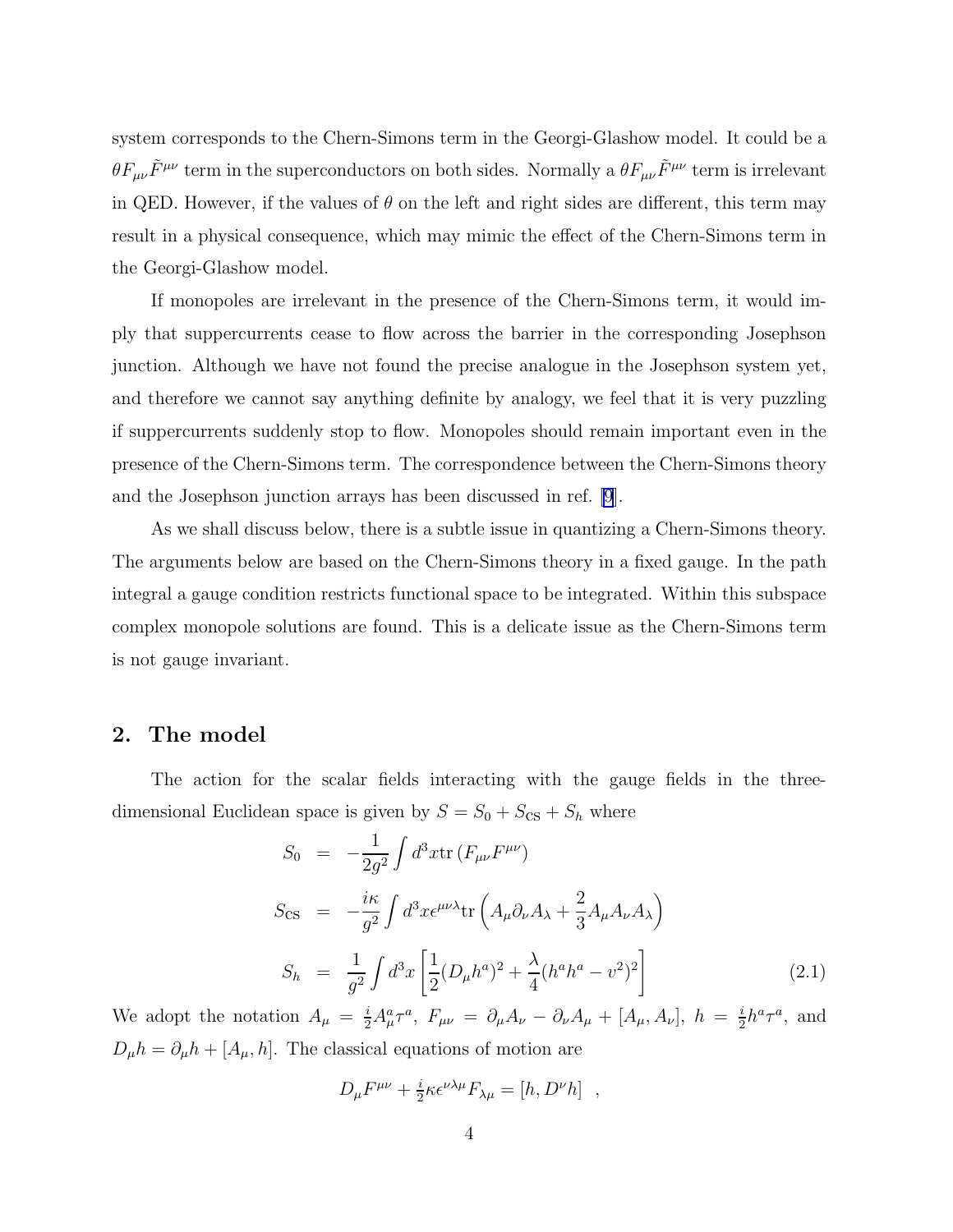system corresponds to the Chern-Simons term in the Georgi-Glashow model. It could be a $\theta F_{\mu\nu}\tilde{F}^{\mu\nu}$ term in the superconductors on both sides. Normally a $\theta F_{\mu\nu}\tilde{F}^{\mu\nu}$ term is irrelevant in QED. However, if the values of $\theta$ on the left and right sides are different, this term may result in a physical consequence, which may mimic the effect of the Chern-Simons term in the Georgi-Glashow model.

If monopoles are irrelevant in the presence of the Chern-Simons term, it would imply that suppercurrents cease to flow across the barrier in the corresponding Josephson junction. Although we have not found the precise analogue in the Josephson system yet, and therefore we cannot say anything definite by analogy, we feel that it is very puzzling if suppercurrents suddenly stop to flow. Monopoles should remain important even in the presence of the Chern-Simons term. The correspondence between the Chern-Simons theory and the Josephson junction arrays has been discussed in ref. [9].

As we shall discuss below, there is a subtle issue in quantizing a Chern-Simons theory. The arguments below are based on the Chern-Simons theory in a fixed gauge. In the path integral a gauge condition restricts functional space to be integrated. Within this subspace complex monopole solutions are found. This is a delicate issue as the Chern-Simons term is not gauge invariant.

## 2. The model

The action for the scalar fields interacting with the gauge fields in the three-dimensional Euclidean space is given by $S = S_0 + S_{\rm CS} + S_h$ where

$$
\begin{aligned}
S_0 &= -\frac{1}{2g^2}\int d^3x \,{\rm tr}\left(F_{\mu\nu}F^{\mu\nu}\right) \\
S_{\rm CS} &= -\frac{i\kappa}{g^2}\int d^3x \epsilon^{\mu\nu\lambda}{\rm tr}\left(A_\mu \partial_\nu A_\lambda + \frac{2}{3}A_\mu A_\nu A_\lambda\right) \\
S_h &= \frac{1}{g^2}\int d^3x \left[\frac{1}{2}(D_\mu h^a)^2 + \frac{\lambda}{4}(h^a h^a - v^2)^2\right]
\end{aligned}
\tag{2.1}
$$

We adopt the notation $A_\mu = \frac{i}{2}A_\mu^a \tau^a$, $F_{\mu\nu} = \partial_\mu A_\nu - \partial_\nu A_\mu + [A_\mu, A_\nu]$, $h = \frac{i}{2}h^a\tau^a$, and $D_\mu h = \partial_\mu h + [A_\mu, h]$. The classical equations of motion are

$$
D_\mu F^{\mu\nu} + \tfrac{i}{2}\kappa \epsilon^{\nu\lambda\mu}F_{\lambda\mu} = [h, D^\nu h] \quad ,
$$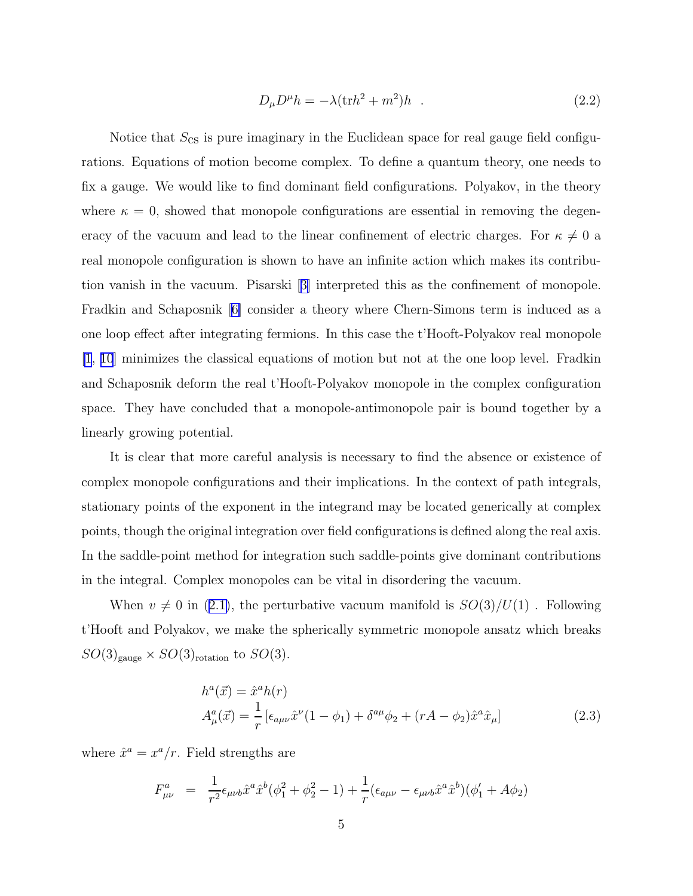$$D_\mu D^\mu h = -\lambda(\mathrm{tr}h^2 + m^2)h \quad . \tag{2.2}$$

Notice that $S_{\rm CS}$ is pure imaginary in the Euclidean space for real gauge field configurations. Equations of motion become complex. To define a quantum theory, one needs to fix a gauge. We would like to find dominant field configurations. Polyakov, in the theory where $\kappa = 0$, showed that monopole configurations are essential in removing the degeneracy of the vacuum and lead to the linear confinement of electric charges. For $\kappa \neq 0$ a real monopole configuration is shown to have an infinite action which makes its contribution vanish in the vacuum. Pisarski [3] interpreted this as the confinement of monopole. Fradkin and Schaposnik [6] consider a theory where Chern-Simons term is induced as a one loop effect after integrating fermions. In this case the t'Hooft-Polyakov real monopole [1, 10] minimizes the classical equations of motion but not at the one loop level. Fradkin and Schaposnik deform the real t'Hooft-Polyakov monopole in the complex configuration space. They have concluded that a monopole-antimonopole pair is bound together by a linearly growing potential.

It is clear that more careful analysis is necessary to find the absence or existence of complex monopole configurations and their implications. In the context of path integrals, stationary points of the exponent in the integrand may be located generically at complex points, though the original integration over field configurations is defined along the real axis. In the saddle-point method for integration such saddle-points give dominant contributions in the integral. Complex monopoles can be vital in disordering the vacuum.

When $v \neq 0$ in (2.1), the perturbative vacuum manifold is $SO(3)/U(1)$ . Following t'Hooft and Polyakov, we make the spherically symmetric monopole ansatz which breaks $SO(3)_{\rm gauge} \times SO(3)_{\rm rotation}$ to $SO(3)$.

$$\begin{aligned} h^a(\vec{x}) &= \hat{x}^a h(r) \\ A^a_\mu(\vec{x}) &= \frac{1}{r}\left[\epsilon_{a\mu\nu}\hat{x}^\nu(1-\phi_1) + \delta^{a\mu}\phi_2 + (rA - \phi_2)\hat{x}^a\hat{x}_\mu\right] \end{aligned} \tag{2.3}$$

where $\hat{x}^a = x^a/r$. Field strengths are

$$F^a_{\mu\nu} \;\; = \;\; \frac{1}{r^2}\epsilon_{\mu\nu b}\hat{x}^a\hat{x}^b(\phi_1^2+\phi_2^2-1) + \frac{1}{r}(\epsilon_{a\mu\nu} - \epsilon_{\mu\nu b}\hat{x}^a\hat{x}^b)(\phi_1' + A\phi_2)$$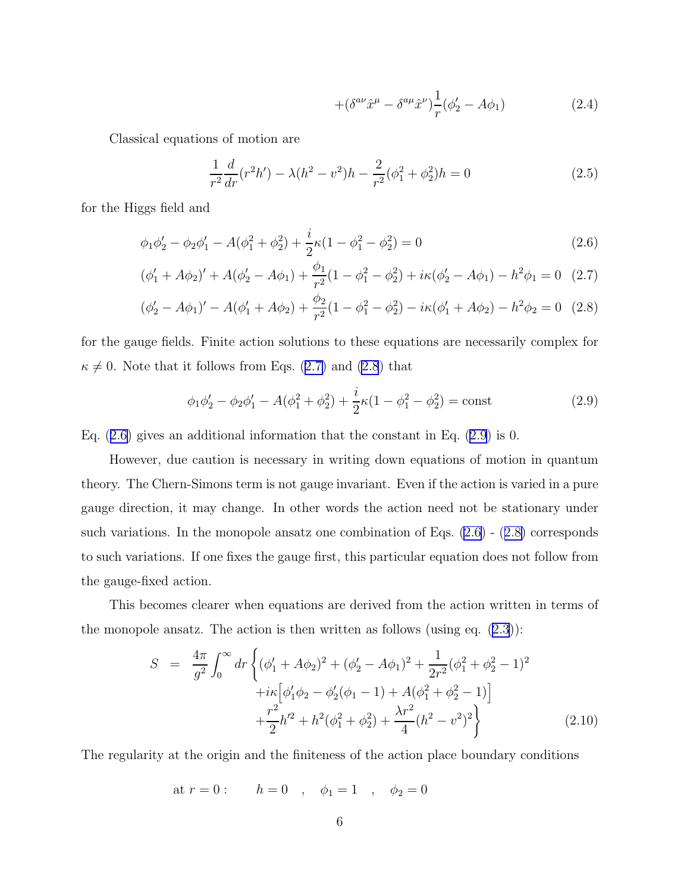$$+(\delta^{a\nu}\hat{x}^\mu - \delta^{a\mu}\hat{x}^\nu)\frac{1}{r}(\phi_2' - A\phi_1) \tag{2.4}$$

Classical equations of motion are

$$\frac{1}{r^2}\frac{d}{dr}(r^2 h') - \lambda(h^2 - v^2)h - \frac{2}{r^2}(\phi_1^2 + \phi_2^2)h = 0 \tag{2.5}$$

for the Higgs field and

$$\phi_1\phi_2' - \phi_2\phi_1' - A(\phi_1^2 + \phi_2^2) + \frac{i}{2}\kappa(1 - \phi_1^2 - \phi_2^2) = 0 \tag{2.6}$$

$$(\phi_1' + A\phi_2)' + A(\phi_2' - A\phi_1) + \frac{\phi_1}{r^2}(1 - \phi_1^2 - \phi_2^2) + i\kappa(\phi_2' - A\phi_1) - h^2\phi_1 = 0 \tag{2.7}$$

$$(\phi_2' - A\phi_1)' - A(\phi_1' + A\phi_2) + \frac{\phi_2}{r^2}(1 - \phi_1^2 - \phi_2^2) - i\kappa(\phi_1' + A\phi_2) - h^2\phi_2 = 0 \tag{2.8}$$

for the gauge fields. Finite action solutions to these equations are necessarily complex for $\kappa \neq 0$. Note that it follows from Eqs. (2.7) and (2.8) that

$$\phi_1\phi_2' - \phi_2\phi_1' - A(\phi_1^2 + \phi_2^2) + \frac{i}{2}\kappa(1 - \phi_1^2 - \phi_2^2) = \text{const} \tag{2.9}$$

Eq. (2.6) gives an additional information that the constant in Eq. (2.9) is 0.

However, due caution is necessary in writing down equations of motion in quantum theory. The Chern-Simons term is not gauge invariant. Even if the action is varied in a pure gauge direction, it may change. In other words the action need not be stationary under such variations. In the monopole ansatz one combination of Eqs. (2.6) - (2.8) corresponds to such variations. If one fixes the gauge first, this particular equation does not follow from the gauge-fixed action.

This becomes clearer when equations are derived from the action written in terms of the monopole ansatz. The action is then written as follows (using eq. (2.3)):

$$\begin{aligned} S &= \frac{4\pi}{g^2}\int_0^\infty dr \bigg\{ (\phi_1' + A\phi_2)^2 + (\phi_2' - A\phi_1)^2 + \frac{1}{2r^2}(\phi_1^2 + \phi_2^2 - 1)^2 \\ &\qquad + i\kappa\Big[\phi_1'\phi_2 - \phi_2'(\phi_1 - 1) + A(\phi_1^2 + \phi_2^2 - 1)\Big] \\ &\qquad + \frac{r^2}{2}h'^2 + h^2(\phi_1^2 + \phi_2^2) + \frac{\lambda r^2}{4}(h^2 - v^2)^2 \bigg\} \end{aligned} \tag{2.10}$$

The regularity at the origin and the finiteness of the action place boundary conditions

$$\text{at } r = 0: \qquad h = 0 \quad , \quad \phi_1 = 1 \quad , \quad \phi_2 = 0$$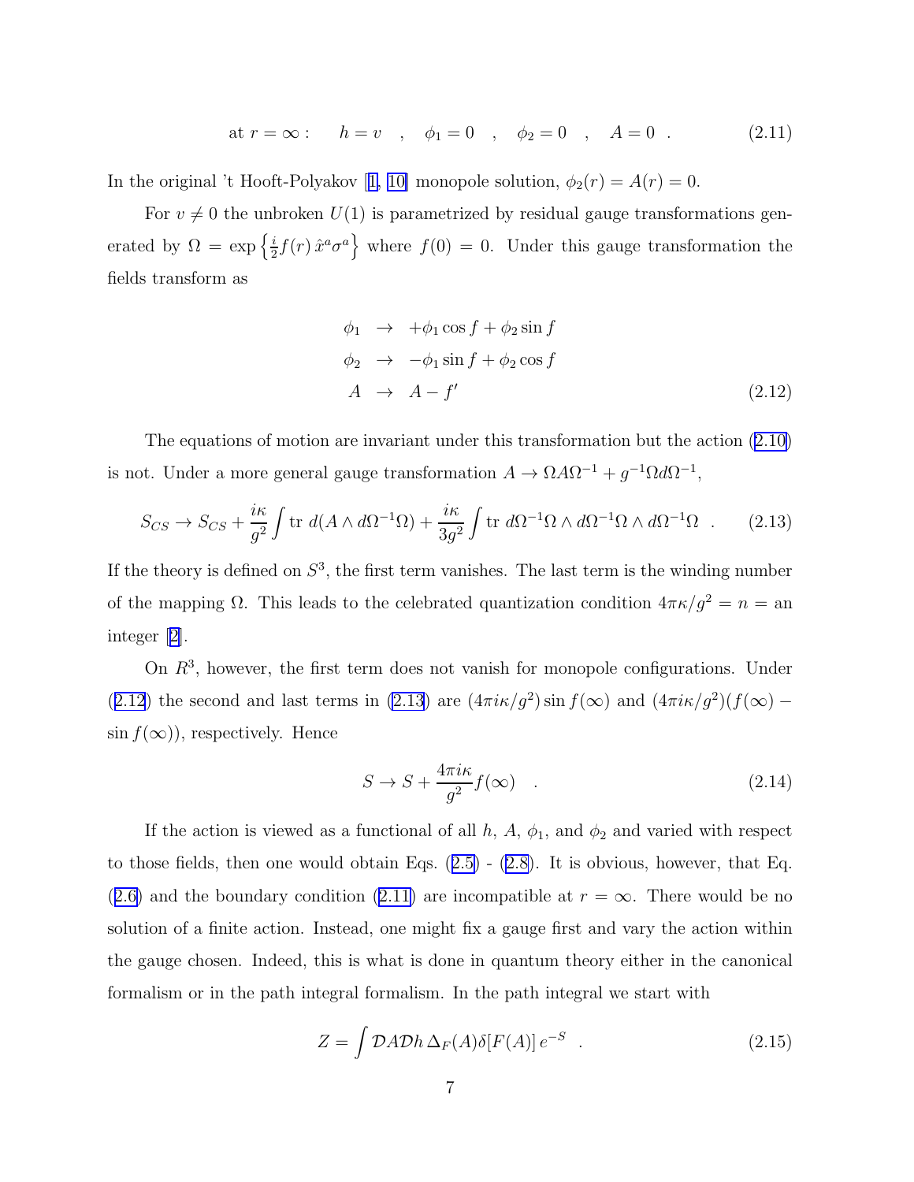$$\text{at } r = \infty : \quad h = v \quad , \quad \phi_1 = 0 \quad , \quad \phi_2 = 0 \quad , \quad A = 0 \quad . \tag{2.11}$$

In the original 't Hooft-Polyakov [1, 10] monopole solution, $\phi_2(r) = A(r) = 0$.

For $v \neq 0$ the unbroken $U(1)$ is parametrized by residual gauge transformations generated by $\Omega = \exp\left\{\frac{i}{2} f(r)\, \hat{x}^a \sigma^a\right\}$ where $f(0) = 0$. Under this gauge transformation the fields transform as

$$\begin{aligned}
\phi_1 &\rightarrow +\phi_1 \cos f + \phi_2 \sin f \\
\phi_2 &\rightarrow -\phi_1 \sin f + \phi_2 \cos f \\
A &\rightarrow A - f'
\end{aligned} \tag{2.12}$$

The equations of motion are invariant under this transformation but the action (2.10) is not. Under a more general gauge transformation $A \rightarrow \Omega A \Omega^{-1} + g^{-1} \Omega d\Omega^{-1}$,

$$S_{CS} \rightarrow S_{CS} + \frac{i\kappa}{g^2} \int \text{tr } d(A \wedge d\Omega^{-1}\Omega) + \frac{i\kappa}{3g^2} \int \text{tr } d\Omega^{-1}\Omega \wedge d\Omega^{-1}\Omega \wedge d\Omega^{-1}\Omega \quad . \tag{2.13}$$

If the theory is defined on $S^3$, the first term vanishes. The last term is the winding number of the mapping $\Omega$. This leads to the celebrated quantization condition $4\pi\kappa/g^2 = n =$ an integer [2].

On $R^3$, however, the first term does not vanish for monopole configurations. Under (2.12) the second and last terms in (2.13) are $(4\pi i\kappa/g^2) \sin f(\infty)$ and $(4\pi i\kappa/g^2)(f(\infty) - \sin f(\infty))$, respectively. Hence

$$S \rightarrow S + \frac{4\pi i\kappa}{g^2} f(\infty) \quad . \tag{2.14}$$

If the action is viewed as a functional of all $h$, $A$, $\phi_1$, and $\phi_2$ and varied with respect to those fields, then one would obtain Eqs. (2.5) - (2.8). It is obvious, however, that Eq. (2.6) and the boundary condition (2.11) are incompatible at $r = \infty$. There would be no solution of a finite action. Instead, one might fix a gauge first and vary the action within the gauge chosen. Indeed, this is what is done in quantum theory either in the canonical formalism or in the path integral formalism. In the path integral we start with

$$Z = \int \mathcal{D}A\mathcal{D}h\, \Delta_F(A) \delta[F(A)]\, e^{-S} \quad . \tag{2.15}$$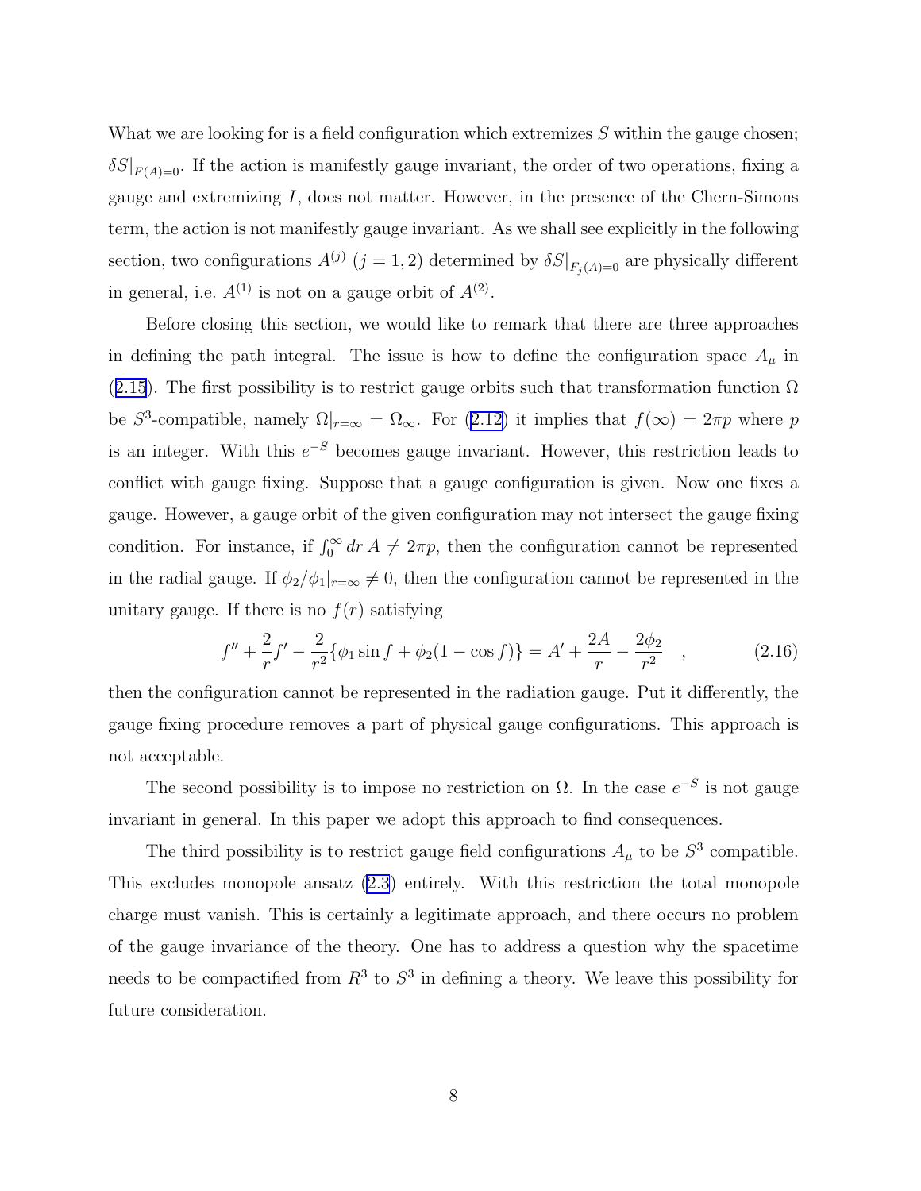What we are looking for is a field configuration which extremizes $S$ within the gauge chosen; $\delta S|_{F(A)=0}$. If the action is manifestly gauge invariant, the order of two operations, fixing a gauge and extremizing $I$, does not matter. However, in the presence of the Chern-Simons term, the action is not manifestly gauge invariant. As we shall see explicitly in the following section, two configurations $A^{(j)}$ $(j=1,2)$ determined by $\delta S|_{F_j(A)=0}$ are physically different in general, i.e. $A^{(1)}$ is not on a gauge orbit of $A^{(2)}$.

Before closing this section, we would like to remark that there are three approaches in defining the path integral. The issue is how to define the configuration space $A_\mu$ in (2.15). The first possibility is to restrict gauge orbits such that transformation function $\Omega$ be $S^3$-compatible, namely $\Omega|_{r=\infty} = \Omega_\infty$. For (2.12) it implies that $f(\infty) = 2\pi p$ where $p$ is an integer. With this $e^{-S}$ becomes gauge invariant. However, this restriction leads to conflict with gauge fixing. Suppose that a gauge configuration is given. Now one fixes a gauge. However, a gauge orbit of the given configuration may not intersect the gauge fixing condition. For instance, if $\int_0^\infty dr\, A \neq 2\pi p$, then the configuration cannot be represented in the radial gauge. If $\phi_2/\phi_1|_{r=\infty} \neq 0$, then the configuration cannot be represented in the unitary gauge. If there is no $f(r)$ satisfying

$$f'' + \frac{2}{r} f' - \frac{2}{r^2}\{\phi_1 \sin f + \phi_2 (1-\cos f)\} = A' + \frac{2A}{r} - \frac{2\phi_2}{r^2} \quad , \tag{2.16}$$

then the configuration cannot be represented in the radiation gauge. Put it differently, the gauge fixing procedure removes a part of physical gauge configurations. This approach is not acceptable.

The second possibility is to impose no restriction on $\Omega$. In the case $e^{-S}$ is not gauge invariant in general. In this paper we adopt this approach to find consequences.

The third possibility is to restrict gauge field configurations $A_\mu$ to be $S^3$ compatible. This excludes monopole ansatz (2.3) entirely. With this restriction the total monopole charge must vanish. This is certainly a legitimate approach, and there occurs no problem of the gauge invariance of the theory. One has to address a question why the spacetime needs to be compactified from $R^3$ to $S^3$ in defining a theory. We leave this possibility for future consideration.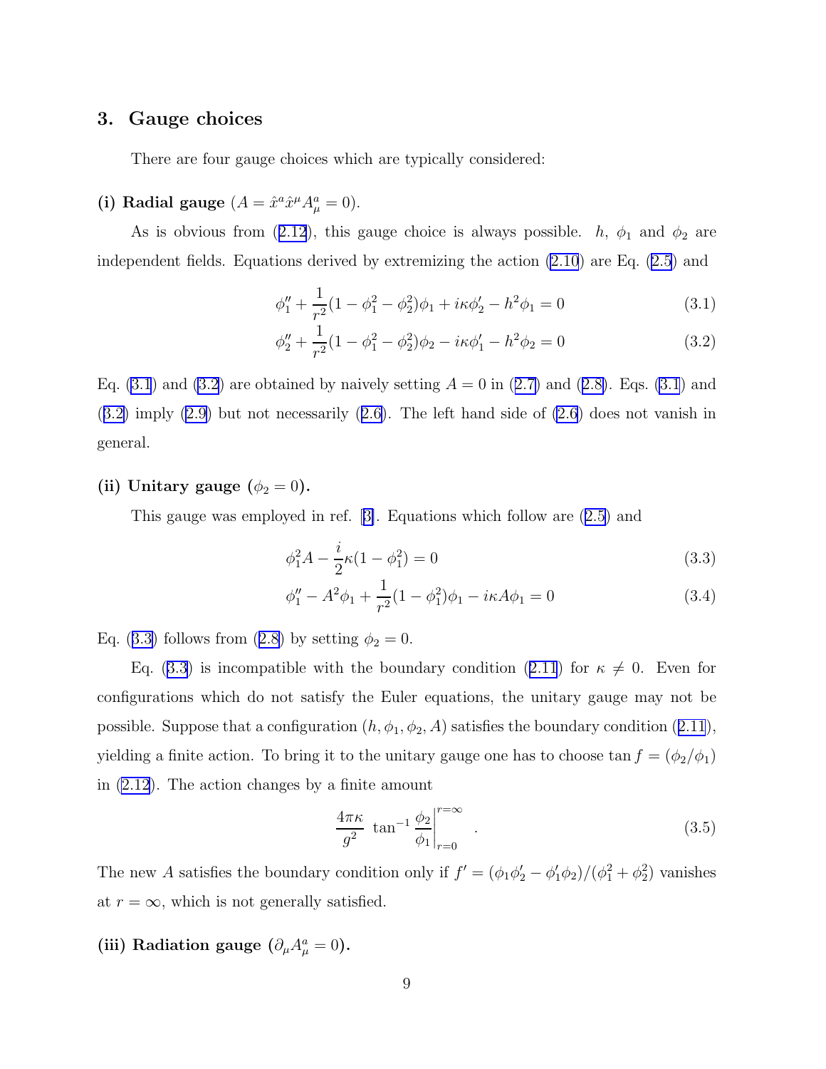## 3. Gauge choices

There are four gauge choices which are typically considered:

**(i) Radial gauge** ($A = \hat{x}^a \hat{x}^\mu A^a_\mu = 0$).

As is obvious from (2.12), this gauge choice is always possible. $h$, $\phi_1$ and $\phi_2$ are independent fields. Equations derived by extremizing the action (2.10) are Eq. (2.5) and

$$\phi_1'' + \frac{1}{r^2}(1 - \phi_1^2 - \phi_2^2)\phi_1 + i\kappa\phi_2' - h^2\phi_1 = 0 \tag{3.1}$$

$$\phi_2'' + \frac{1}{r^2}(1 - \phi_1^2 - \phi_2^2)\phi_2 - i\kappa\phi_1' - h^2\phi_2 = 0 \tag{3.2}$$

Eq. (3.1) and (3.2) are obtained by naively setting $A = 0$ in (2.7) and (2.8). Eqs. (3.1) and (3.2) imply (2.9) but not necessarily (2.6). The left hand side of (2.6) does not vanish in general.

**(ii) Unitary gauge ($\phi_2 = 0$).**

This gauge was employed in ref. [3]. Equations which follow are (2.5) and

$$\phi_1^2 A - \frac{i}{2}\kappa(1 - \phi_1^2) = 0 \tag{3.3}$$

$$\phi_1'' - A^2\phi_1 + \frac{1}{r^2}(1 - \phi_1^2)\phi_1 - i\kappa A\phi_1 = 0 \tag{3.4}$$

Eq. (3.3) follows from (2.8) by setting $\phi_2 = 0$.

Eq. (3.3) is incompatible with the boundary condition (2.11) for $\kappa \neq 0$. Even for configurations which do not satisfy the Euler equations, the unitary gauge may not be possible. Suppose that a configuration $(h, \phi_1, \phi_2, A)$ satisfies the boundary condition (2.11), yielding a finite action. To bring it to the unitary gauge one has to choose $\tan f = (\phi_2/\phi_1)$ in (2.12). The action changes by a finite amount

$$\frac{4\pi\kappa}{g^2} \; \tan^{-1}\frac{\phi_2}{\phi_1}\bigg|_{r=0}^{r=\infty} \quad . \tag{3.5}$$

The new $A$ satisfies the boundary condition only if $f' = (\phi_1\phi_2' - \phi_1'\phi_2)/(\phi_1^2 + \phi_2^2)$ vanishes at $r = \infty$, which is not generally satisfied.

**(iii) Radiation gauge ($\partial_\mu A^a_\mu = 0$).**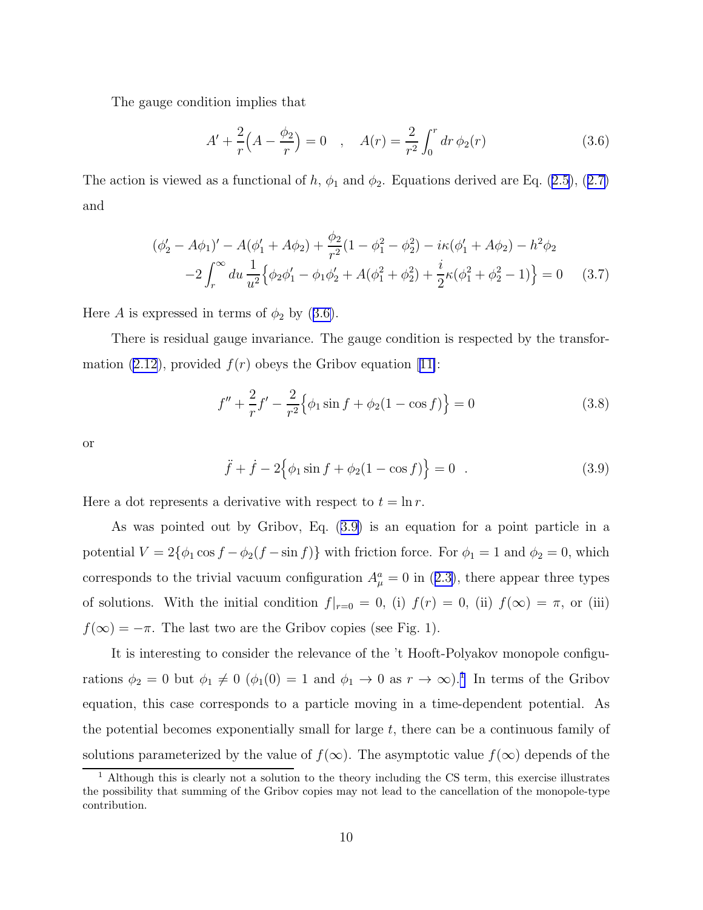The gauge condition implies that

$$A' + \frac{2}{r}\Big(A - \frac{\phi_2}{r}\Big) = 0 \quad , \quad A(r) = \frac{2}{r^2}\int_0^r dr\, \phi_2(r) \tag{3.6}$$

The action is viewed as a functional of $h$, $\phi_1$ and $\phi_2$. Equations derived are Eq. (2.5), (2.7) and

$$\begin{aligned}(\phi_2' - A\phi_1)' - A(\phi_1' + A\phi_2) + \frac{\phi_2}{r^2}(1 - \phi_1^2 - \phi_2^2) - i\kappa(\phi_1' + A\phi_2) - h^2\phi_2 \\ -2\int_r^\infty du\, \frac{1}{u^2}\Big\{\phi_2\phi_1' - \phi_1\phi_2' + A(\phi_1^2 + \phi_2^2) + \frac{i}{2}\kappa(\phi_1^2 + \phi_2^2 - 1)\Big\} = 0\end{aligned} \tag{3.7}$$

Here $A$ is expressed in terms of $\phi_2$ by (3.6).

There is residual gauge invariance. The gauge condition is respected by the transformation (2.12), provided $f(r)$ obeys the Gribov equation [11]:

$$f'' + \frac{2}{r}f' - \frac{2}{r^2}\Big\{\phi_1 \sin f + \phi_2(1 - \cos f)\Big\} = 0 \tag{3.8}$$

or

$$\ddot{f} + \dot{f} - 2\Big\{\phi_1 \sin f + \phi_2(1 - \cos f)\Big\} = 0 \ \ . \tag{3.9}$$

Here a dot represents a derivative with respect to $t = \ln r$.

As was pointed out by Gribov, Eq. (3.9) is an equation for a point particle in a potential $V = 2\{\phi_1 \cos f - \phi_2(f - \sin f)\}$ with friction force. For $\phi_1 = 1$ and $\phi_2 = 0$, which corresponds to the trivial vacuum configuration $A_\mu^a = 0$ in (2.3), there appear three types of solutions. With the initial condition $f|_{r=0} = 0$, (i) $f(r) = 0$, (ii) $f(\infty) = \pi$, or (iii) $f(\infty) = -\pi$. The last two are the Gribov copies (see Fig. 1).

It is interesting to consider the relevance of the 't Hooft-Polyakov monopole configurations $\phi_2 = 0$ but $\phi_1 \neq 0$ ($\phi_1(0) = 1$ and $\phi_1 \to 0$ as $r \to \infty$).[1] In terms of the Gribov equation, this case corresponds to a particle moving in a time-dependent potential. As the potential becomes exponentially small for large $t$, there can be a continuous family of solutions parameterized by the value of $f(\infty)$. The asymptotic value $f(\infty)$ depends of the

[1] Although this is clearly not a solution to the theory including the CS term, this exercise illustrates the possibility that summing of the Gribov copies may not lead to the cancellation of the monopole-type contribution.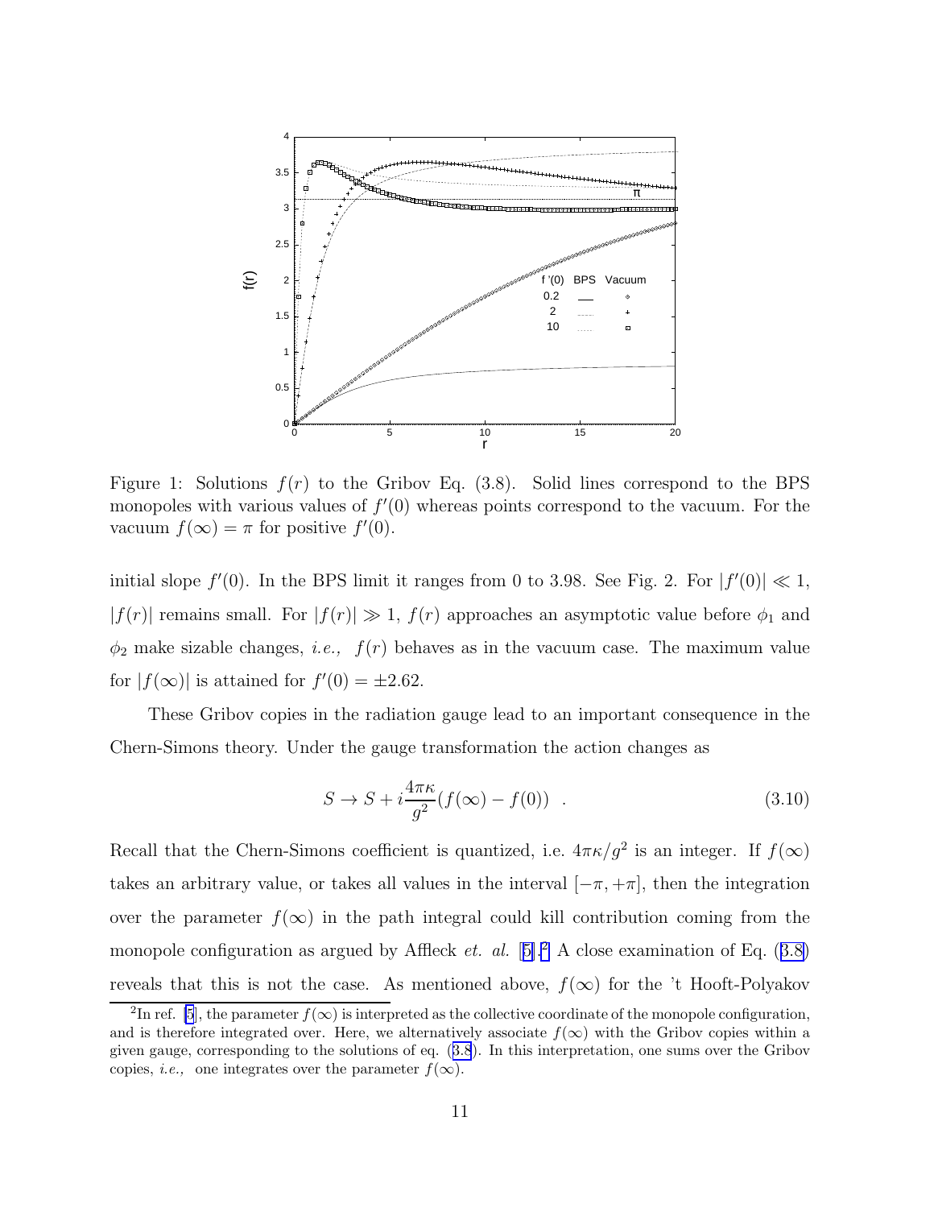Figure 1: Solutions $f(r)$ to the Gribov Eq. (3.8). Solid lines correspond to the BPS monopoles with various values of $f'(0)$ whereas points correspond to the vacuum. For the vacuum $f(\infty) = \pi$ for positive $f'(0)$.

initial slope $f'(0)$. In the BPS limit it ranges from 0 to 3.98. See Fig. 2. For $|f'(0)| \ll 1$, $|f(r)|$ remains small. For $|f(r)| \gg 1$, $f(r)$ approaches an asymptotic value before $\phi_1$ and $\phi_2$ make sizable changes, *i.e.,* $f(r)$ behaves as in the vacuum case. The maximum value for $|f(\infty)|$ is attained for $f'(0) = \pm 2.62$.

These Gribov copies in the radiation gauge lead to an important consequence in the Chern-Simons theory. Under the gauge transformation the action changes as

$$S \to S + i\frac{4\pi\kappa}{g^2}(f(\infty) - f(0)) \quad . \tag{3.10}$$

Recall that the Chern-Simons coefficient is quantized, i.e. $4\pi\kappa/g^2$ is an integer. If $f(\infty)$ takes an arbitrary value, or takes all values in the interval $[-\pi, +\pi]$, then the integration over the parameter $f(\infty)$ in the path integral could kill contribution coming from the monopole configuration as argued by Affleck *et. al.* [5].[2] A close examination of Eq. (3.8) reveals that this is not the case. As mentioned above, $f(\infty)$ for the 't Hooft-Polyakov

[2] In ref. [5], the parameter $f(\infty)$ is interpreted as the collective coordinate of the monopole configuration, and is therefore integrated over. Here, we alternatively associate $f(\infty)$ with the Gribov copies within a given gauge, corresponding to the solutions of eq. (3.8). In this interpretation, one sums over the Gribov copies, *i.e.,* one integrates over the parameter $f(\infty)$.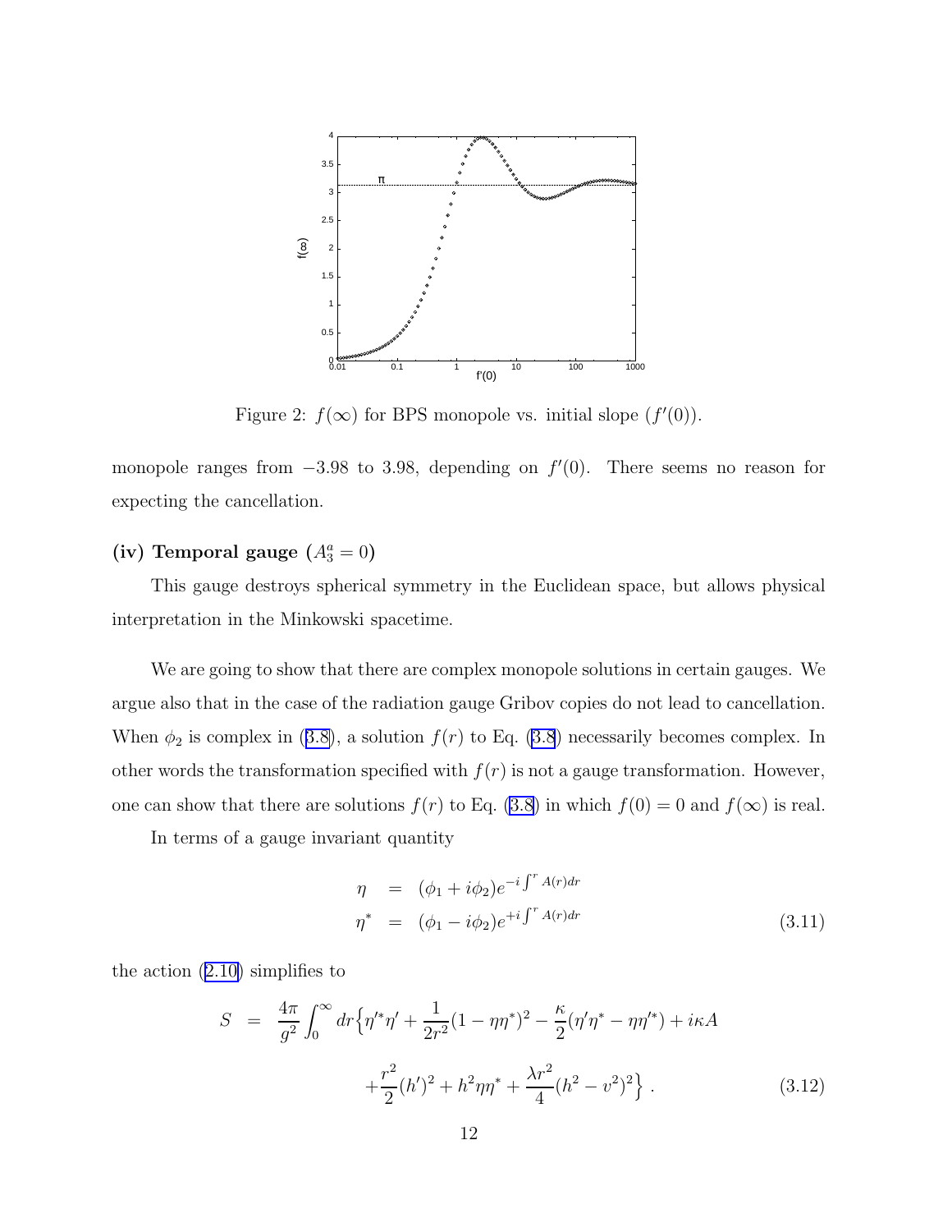Figure 2: $f(\infty)$ for BPS monopole vs. initial slope ($f'(0)$).

monopole ranges from $-3.98$ to $3.98$, depending on $f'(0)$. There seems no reason for expecting the cancellation.

**(iv) Temporal gauge ($A_3^a = 0$)**

This gauge destroys spherical symmetry in the Euclidean space, but allows physical interpretation in the Minkowski spacetime.

We are going to show that there are complex monopole solutions in certain gauges. We argue also that in the case of the radiation gauge Gribov copies do not lead to cancellation. When $\phi_2$ is complex in (3.8), a solution $f(r)$ to Eq. (3.8) necessarily becomes complex. In other words the transformation specified with $f(r)$ is not a gauge transformation. However, one can show that there are solutions $f(r)$ to Eq. (3.8) in which $f(0) = 0$ and $f(\infty)$ is real.

In terms of a gauge invariant quantity

$$
\begin{aligned}
\eta &= (\phi_1 + i\phi_2) e^{-i\int^r A(r)dr} \\
\eta^* &= (\phi_1 - i\phi_2) e^{+i\int^r A(r)dr}
\end{aligned}
\tag{3.11}
$$

the action (2.10) simplifies to

$$
\begin{aligned}
S = \frac{4\pi}{g^2}\int_0^\infty dr \Big\{ & \eta'^*\eta' + \frac{1}{2r^2}(1-\eta\eta^*)^2 - \frac{\kappa}{2}(\eta'\eta^* - \eta\eta'^*) + i\kappa A \\
& + \frac{r^2}{2}(h')^2 + h^2\eta\eta^* + \frac{\lambda r^2}{4}(h^2 - v^2)^2 \Big\} \ .
\end{aligned}
\tag{3.12}
$$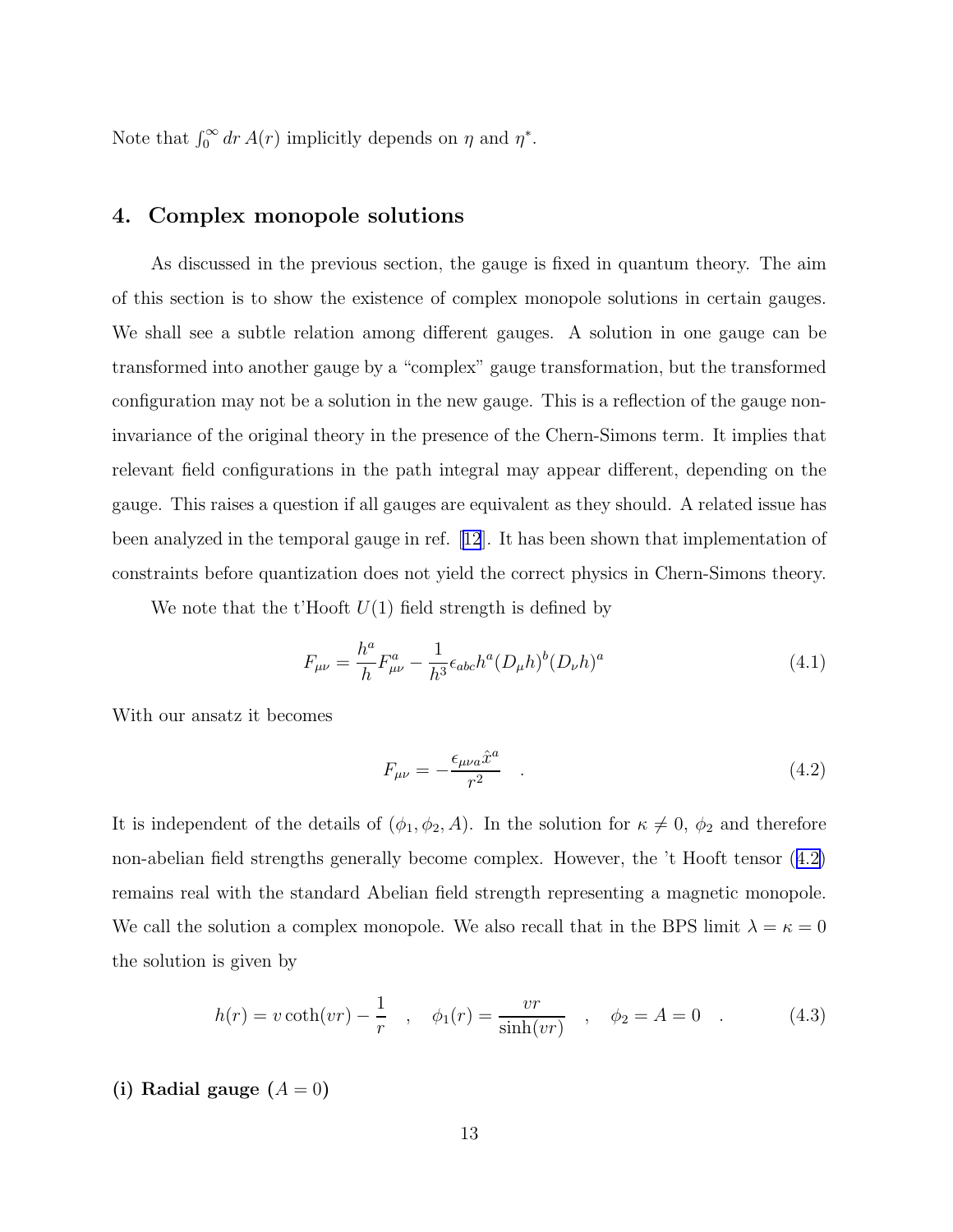Note that $\int_0^\infty dr\, A(r)$ implicitly depends on $\eta$ and $\eta^*$.

## 4. Complex monopole solutions

As discussed in the previous section, the gauge is fixed in quantum theory. The aim of this section is to show the existence of complex monopole solutions in certain gauges. We shall see a subtle relation among different gauges. A solution in one gauge can be transformed into another gauge by a "complex" gauge transformation, but the transformed configuration may not be a solution in the new gauge. This is a reflection of the gauge non-invariance of the original theory in the presence of the Chern-Simons term. It implies that relevant field configurations in the path integral may appear different, depending on the gauge. This raises a question if all gauges are equivalent as they should. A related issue has been analyzed in the temporal gauge in ref. [12]. It has been shown that implementation of constraints before quantization does not yield the correct physics in Chern-Simons theory.

We note that the t'Hooft $U(1)$ field strength is defined by

$$F_{\mu\nu} = \frac{h^a}{h} F^a_{\mu\nu} - \frac{1}{h^3} \epsilon_{abc} h^a (D_\mu h)^b (D_\nu h)^a \tag{4.1}$$

With our ansatz it becomes

$$F_{\mu\nu} = -\frac{\epsilon_{\mu\nu a} \hat{x}^a}{r^2} \quad . \tag{4.2}$$

It is independent of the details of $(\phi_1, \phi_2, A)$. In the solution for $\kappa \neq 0$, $\phi_2$ and therefore non-abelian field strengths generally become complex. However, the 't Hooft tensor (4.2) remains real with the standard Abelian field strength representing a magnetic monopole. We call the solution a complex monopole. We also recall that in the BPS limit $\lambda = \kappa = 0$ the solution is given by

$$h(r) = v \coth(vr) - \frac{1}{r} \quad , \quad \phi_1(r) = \frac{vr}{\sinh(vr)} \quad , \quad \phi_2 = A = 0 \quad . \tag{4.3}$$

**(i) Radial gauge ($A = 0$)**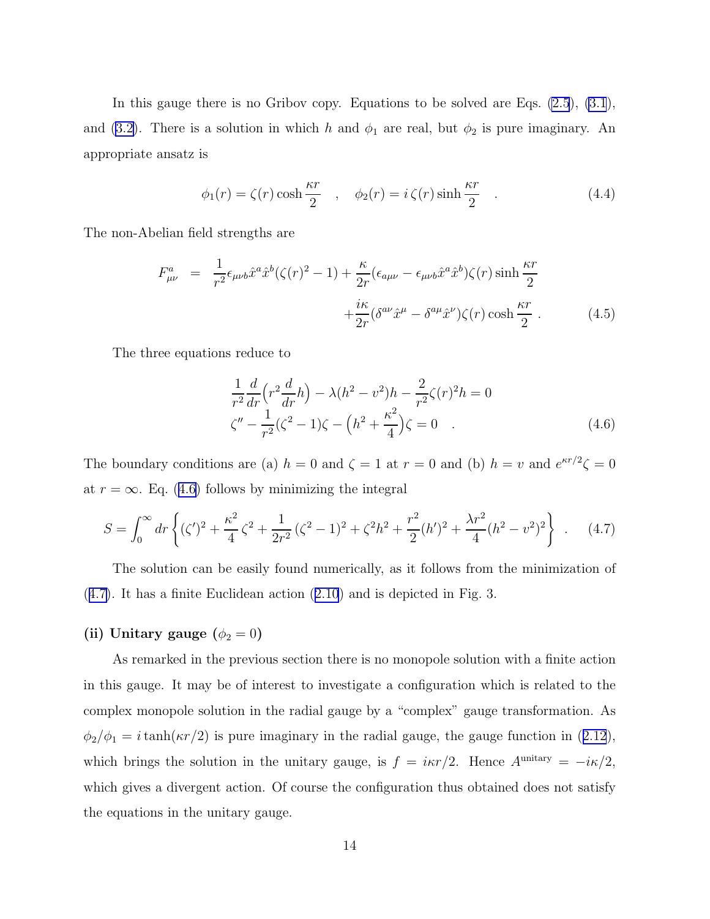In this gauge there is no Gribov copy. Equations to be solved are Eqs. (2.5), (3.1), and (3.2). There is a solution in which $h$ and $\phi_1$ are real, but $\phi_2$ is pure imaginary. An appropriate ansatz is

$$\phi_1(r) = \zeta(r)\cosh\frac{\kappa r}{2} \quad , \quad \phi_2(r) = i\,\zeta(r)\sinh\frac{\kappa r}{2} \quad . \tag{4.4}$$

The non-Abelian field strengths are

$$\begin{aligned} F^a_{\mu\nu} &= \frac{1}{r^2}\epsilon_{\mu\nu b}\hat{x}^a\hat{x}^b(\zeta(r)^2-1) + \frac{\kappa}{2r}(\epsilon_{a\mu\nu} - \epsilon_{\mu\nu b}\hat{x}^a\hat{x}^b)\zeta(r)\sinh\frac{\kappa r}{2} \\ &\qquad + \frac{i\kappa}{2r}(\delta^{a\nu}\hat{x}^\mu - \delta^{a\mu}\hat{x}^\nu)\zeta(r)\cosh\frac{\kappa r}{2} \ . \end{aligned} \tag{4.5}$$

The three equations reduce to

$$\begin{aligned} &\frac{1}{r^2}\frac{d}{dr}\Big(r^2\frac{d}{dr}h\Big) - \lambda(h^2-v^2)h - \frac{2}{r^2}\zeta(r)^2 h = 0 \\ &\zeta'' - \frac{1}{r^2}(\zeta^2-1)\zeta - \Big(h^2 + \frac{\kappa^2}{4}\Big)\zeta = 0 \quad . \end{aligned} \tag{4.6}$$

The boundary conditions are (a) $h=0$ and $\zeta=1$ at $r=0$ and (b) $h=v$ and $e^{\kappa r/2}\zeta = 0$ at $r=\infty$. Eq. (4.6) follows by minimizing the integral

$$S = \int_0^\infty dr\left\{(\zeta')^2 + \frac{\kappa^2}{4}\zeta^2 + \frac{1}{2r^2}(\zeta^2-1)^2 + \zeta^2h^2 + \frac{r^2}{2}(h')^2 + \frac{\lambda r^2}{4}(h^2-v^2)^2\right\} \ . \tag{4.7}$$

The solution can be easily found numerically, as it follows from the minimization of (4.7). It has a finite Euclidean action (2.10) and is depicted in Fig. 3.

**(ii) Unitary gauge ($\phi_2 = 0$)**

As remarked in the previous section there is no monopole solution with a finite action in this gauge. It may be of interest to investigate a configuration which is related to the complex monopole solution in the radial gauge by a "complex" gauge transformation. As $\phi_2/\phi_1 = i\tanh(\kappa r/2)$ is pure imaginary in the radial gauge, the gauge function in (2.12), which brings the solution in the unitary gauge, is $f = i\kappa r/2$. Hence $A^{\rm unitary} = -i\kappa/2$, which gives a divergent action. Of course the configuration thus obtained does not satisfy the equations in the unitary gauge.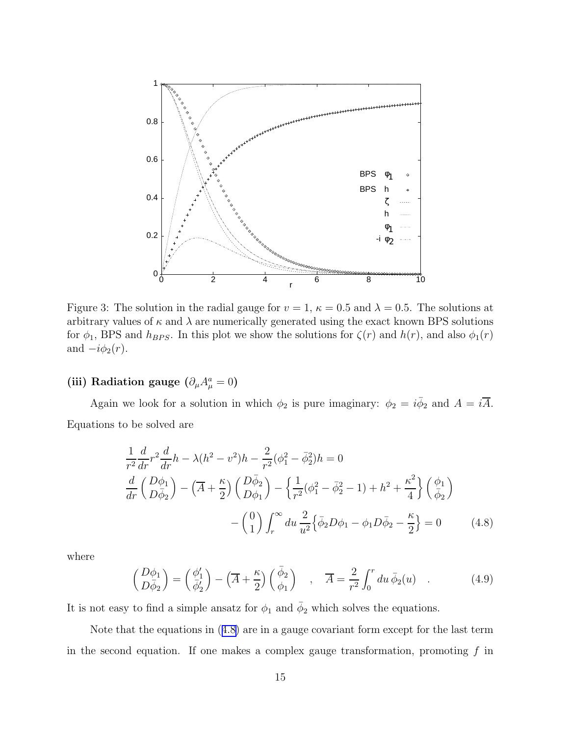Figure 3: The solution in the radial gauge for $v = 1$, $\kappa = 0.5$ and $\lambda = 0.5$. The solutions at arbitrary values of $\kappa$ and $\lambda$ are numerically generated using the exact known BPS solutions for $\phi_1$, BPS and $h_{BPS}$. In this plot we show the solutions for $\zeta(r)$ and $h(r)$, and also $\phi_1(r)$ and $-i\phi_2(r)$.

### (iii) Radiation gauge ($\partial_\mu A^a_\mu = 0$)

Again we look for a solution in which $\phi_2$ is pure imaginary: $\phi_2 = i\bar{\phi}_2$ and $A = i\overline{A}$. Equations to be solved are

$$
\begin{aligned}
&\frac{1}{r^2}\frac{d}{dr}r^2\frac{d}{dr}h - \lambda(h^2 - v^2)h - \frac{2}{r^2}(\phi_1^2 - \bar{\phi}_2^2)h = 0 \\
&\frac{d}{dr}\begin{pmatrix} D\phi_1 \\ D\bar{\phi}_2 \end{pmatrix} - \Big(\overline{A} + \frac{\kappa}{2}\Big)\begin{pmatrix} D\bar{\phi}_2 \\ D\phi_1 \end{pmatrix} - \Big\{\frac{1}{r^2}(\phi_1^2 - \bar{\phi}_2^2 - 1) + h^2 + \frac{\kappa^2}{4}\Big\}\begin{pmatrix} \phi_1 \\ \bar{\phi}_2 \end{pmatrix} \\
&\qquad\qquad - \begin{pmatrix} 0 \\ 1 \end{pmatrix}\int_r^\infty du\, \frac{2}{u^2}\Big\{\bar{\phi}_2 D\phi_1 - \phi_1 D\bar{\phi}_2 - \frac{\kappa}{2}\Big\} = 0
\end{aligned}
\tag{4.8}
$$

where

$$
\begin{pmatrix} D\phi_1 \\ D\bar{\phi}_2 \end{pmatrix} = \begin{pmatrix} \phi_1' \\ \bar{\phi}_2' \end{pmatrix} - \Big(\overline{A} + \frac{\kappa}{2}\Big)\begin{pmatrix} \bar{\phi}_2 \\ \phi_1 \end{pmatrix} \quad , \quad \overline{A} = \frac{2}{r^2}\int_0^r du\, \bar{\phi}_2(u) \quad . \tag{4.9}
$$

It is not easy to find a simple ansatz for $\phi_1$ and $\bar{\phi}_2$ which solves the equations.

Note that the equations in (4.8) are in a gauge covariant form except for the last term in the second equation. If one makes a complex gauge transformation, promoting $f$ in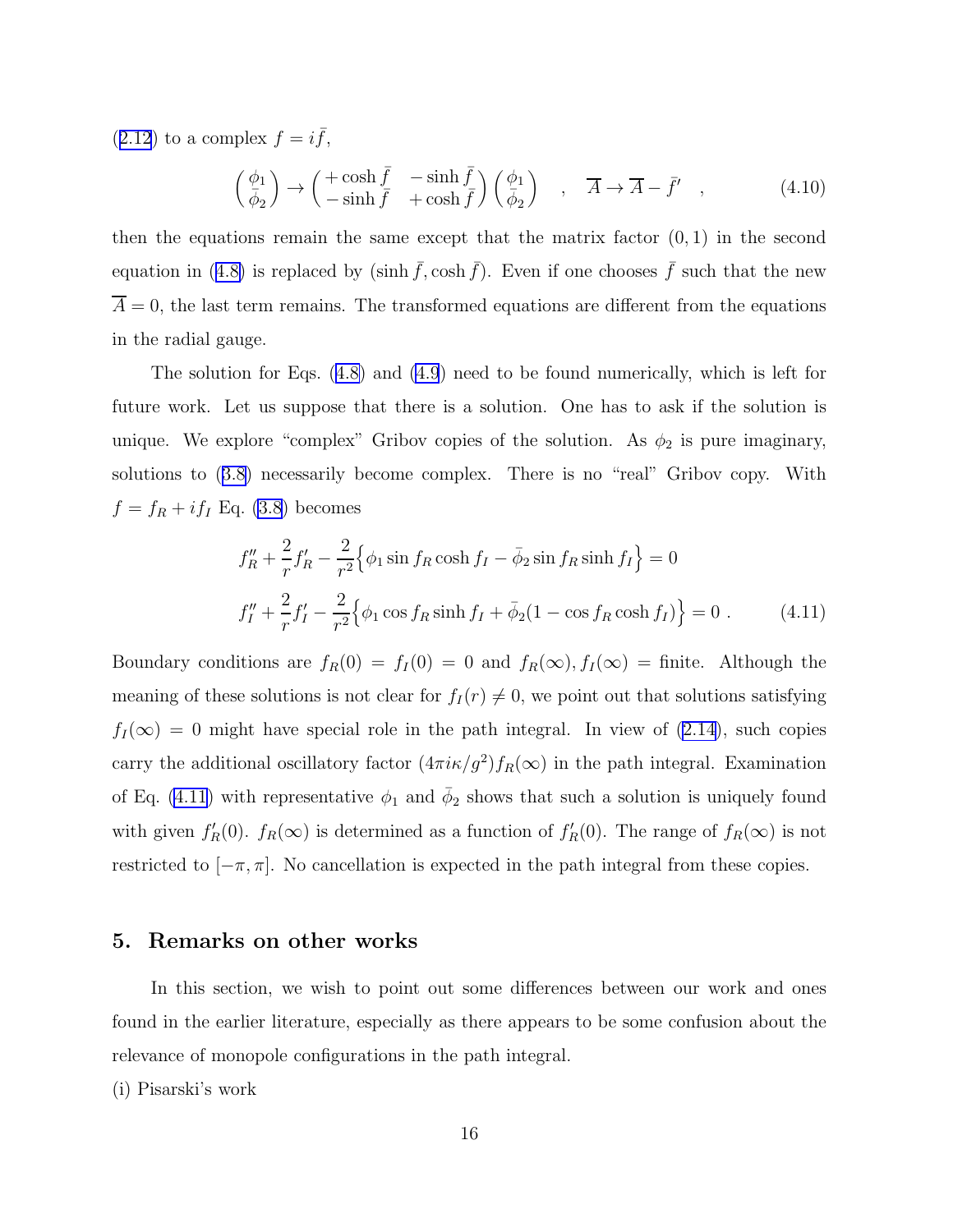(2.12) to a complex $f = i\bar{f}$,

$$\begin{pmatrix} \phi_1 \\ \bar{\phi}_2 \end{pmatrix} \to \begin{pmatrix} +\cosh\bar{f} & -\sinh\bar{f} \\ -\sinh\bar{f} & +\cosh\bar{f} \end{pmatrix} \begin{pmatrix} \phi_1 \\ \bar{\phi}_2 \end{pmatrix} \quad , \quad \overline{A} \to \overline{A} - \bar{f}' \quad , \tag{4.10}$$

then the equations remain the same except that the matrix factor $(0, 1)$ in the second equation in (4.8) is replaced by $(\sinh\bar{f}, \cosh\bar{f})$. Even if one chooses $\bar{f}$ such that the new $\overline{A} = 0$, the last term remains. The transformed equations are different from the equations in the radial gauge.

The solution for Eqs. (4.8) and (4.9) need to be found numerically, which is left for future work. Let us suppose that there is a solution. One has to ask if the solution is unique. We explore "complex" Gribov copies of the solution. As $\phi_2$ is pure imaginary, solutions to (3.8) necessarily become complex. There is no "real" Gribov copy. With $f = f_R + i f_I$ Eq. (3.8) becomes

$$\begin{aligned}
&f_R'' + \frac{2}{r} f_R' - \frac{2}{r^2}\Big\{ \phi_1 \sin f_R \cosh f_I - \bar{\phi}_2 \sin f_R \sinh f_I \Big\} = 0 \\
&f_I'' + \frac{2}{r} f_I' - \frac{2}{r^2}\Big\{ \phi_1 \cos f_R \sinh f_I + \bar{\phi}_2 (1 - \cos f_R \cosh f_I) \Big\} = 0 \ .
\end{aligned} \tag{4.11}$$

Boundary conditions are $f_R(0) = f_I(0) = 0$ and $f_R(\infty), f_I(\infty) =$ finite. Although the meaning of these solutions is not clear for $f_I(r) \neq 0$, we point out that solutions satisfying $f_I(\infty) = 0$ might have special role in the path integral. In view of (2.14), such copies carry the additional oscillatory factor $(4\pi i\kappa/g^2) f_R(\infty)$ in the path integral. Examination of Eq. (4.11) with representative $\phi_1$ and $\bar{\phi}_2$ shows that such a solution is uniquely found with given $f_R'(0)$. $f_R(\infty)$ is determined as a function of $f_R'(0)$. The range of $f_R(\infty)$ is not restricted to $[-\pi, \pi]$. No cancellation is expected in the path integral from these copies.

## 5. Remarks on other works

In this section, we wish to point out some differences between our work and ones found in the earlier literature, especially as there appears to be some confusion about the relevance of monopole configurations in the path integral.

(i) Pisarski's work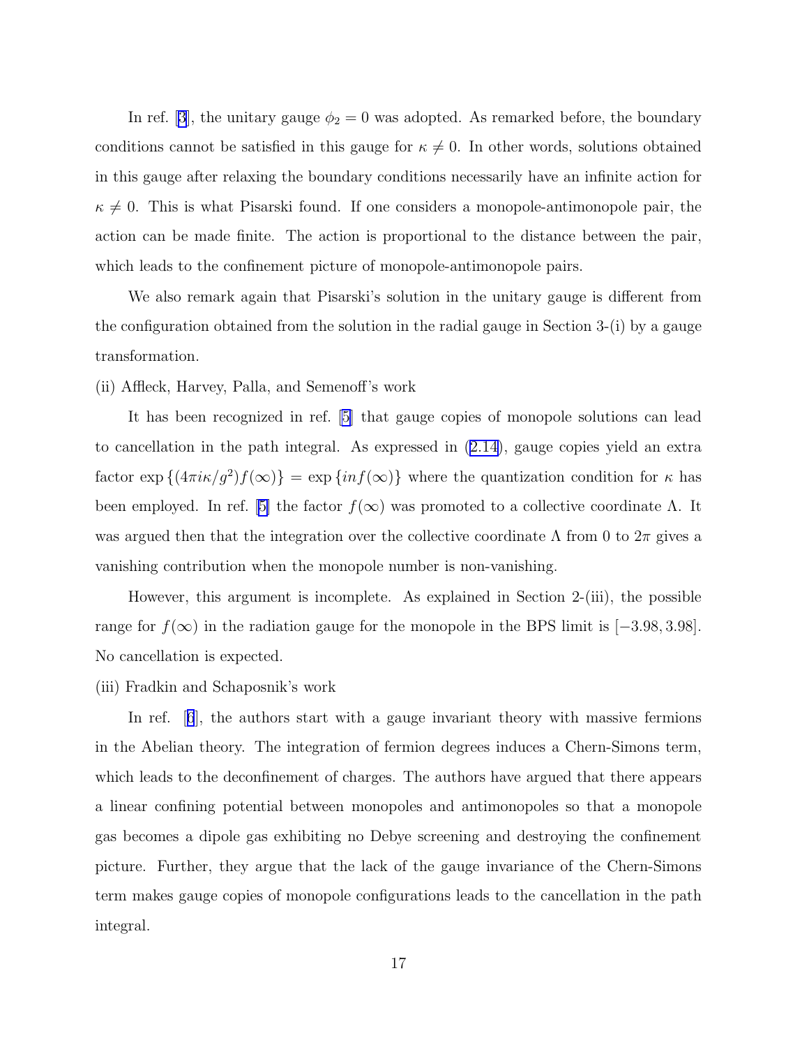In ref. [3], the unitary gauge $\phi_2 = 0$ was adopted. As remarked before, the boundary conditions cannot be satisfied in this gauge for $\kappa \neq 0$. In other words, solutions obtained in this gauge after relaxing the boundary conditions necessarily have an infinite action for $\kappa \neq 0$. This is what Pisarski found. If one considers a monopole-antimonopole pair, the action can be made finite. The action is proportional to the distance between the pair, which leads to the confinement picture of monopole-antimonopole pairs.

We also remark again that Pisarski's solution in the unitary gauge is different from the configuration obtained from the solution in the radial gauge in Section 3-(i) by a gauge transformation.

(ii) Affleck, Harvey, Palla, and Semenoff's work

It has been recognized in ref. [5] that gauge copies of monopole solutions can lead to cancellation in the path integral. As expressed in (2.14), gauge copies yield an extra factor $\exp\{(4\pi i\kappa/g^2)f(\infty)\} = \exp\{inf(\infty)\}$ where the quantization condition for $\kappa$ has been employed. In ref. [5] the factor $f(\infty)$ was promoted to a collective coordinate $\Lambda$. It was argued then that the integration over the collective coordinate $\Lambda$ from 0 to $2\pi$ gives a vanishing contribution when the monopole number is non-vanishing.

However, this argument is incomplete. As explained in Section 2-(iii), the possible range for $f(\infty)$ in the radiation gauge for the monopole in the BPS limit is $[-3.98, 3.98]$. No cancellation is expected.

(iii) Fradkin and Schaposnik's work

In ref. [6], the authors start with a gauge invariant theory with massive fermions in the Abelian theory. The integration of fermion degrees induces a Chern-Simons term, which leads to the deconfinement of charges. The authors have argued that there appears a linear confining potential between monopoles and antimonopoles so that a monopole gas becomes a dipole gas exhibiting no Debye screening and destroying the confinement picture. Further, they argue that the lack of the gauge invariance of the Chern-Simons term makes gauge copies of monopole configurations leads to the cancellation in the path integral.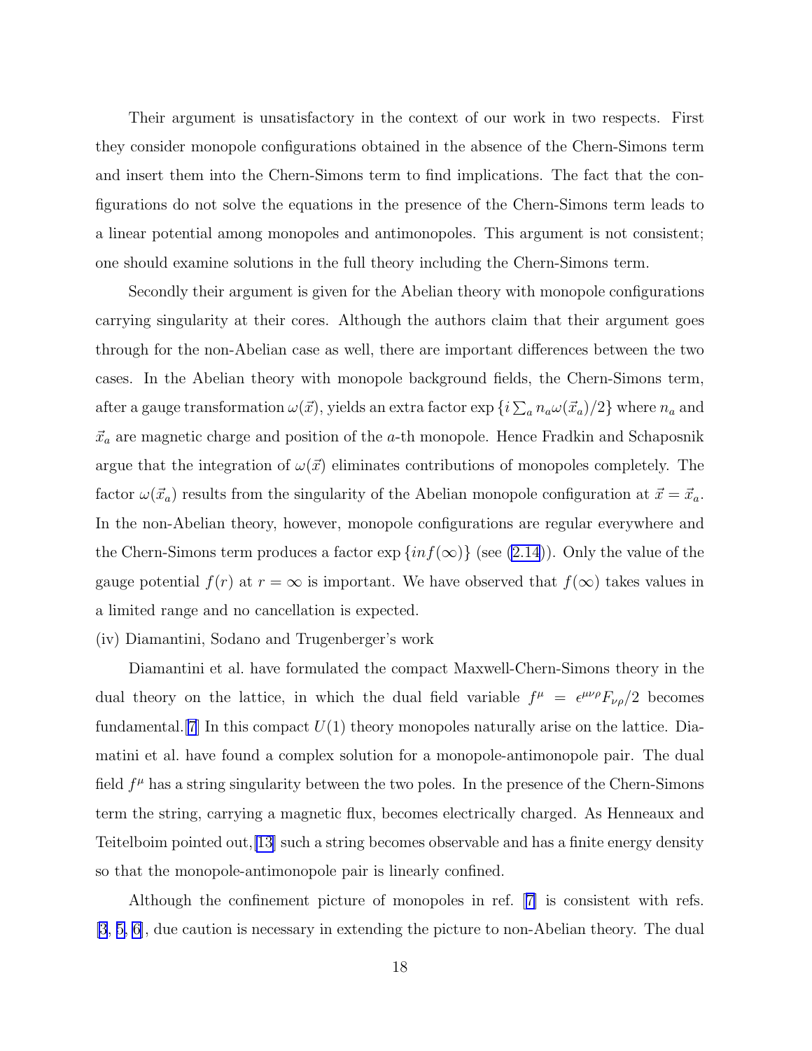Their argument is unsatisfactory in the context of our work in two respects. First they consider monopole configurations obtained in the absence of the Chern-Simons term and insert them into the Chern-Simons term to find implications. The fact that the configurations do not solve the equations in the presence of the Chern-Simons term leads to a linear potential among monopoles and antimonopoles. This argument is not consistent; one should examine solutions in the full theory including the Chern-Simons term.

Secondly their argument is given for the Abelian theory with monopole configurations carrying singularity at their cores. Although the authors claim that their argument goes through for the non-Abelian case as well, there are important differences between the two cases. In the Abelian theory with monopole background fields, the Chern-Simons term, after a gauge transformation $\omega(\vec{x})$, yields an extra factor $\exp\{i\sum_a n_a \omega(\vec{x}_a)/2\}$ where $n_a$ and $\vec{x}_a$ are magnetic charge and position of the $a$-th monopole. Hence Fradkin and Schaposnik argue that the integration of $\omega(\vec{x})$ eliminates contributions of monopoles completely. The factor $\omega(\vec{x}_a)$ results from the singularity of the Abelian monopole configuration at $\vec{x} = \vec{x}_a$. In the non-Abelian theory, however, monopole configurations are regular everywhere and the Chern-Simons term produces a factor $\exp\{inf(\infty)\}$ (see (2.14)). Only the value of the gauge potential $f(r)$ at $r = \infty$ is important. We have observed that $f(\infty)$ takes values in a limited range and no cancellation is expected.

(iv) Diamantini, Sodano and Trugenberger's work

Diamantini et al. have formulated the compact Maxwell-Chern-Simons theory in the dual theory on the lattice, in which the dual field variable $f^\mu = \epsilon^{\mu\nu\rho}F_{\nu\rho}/2$ becomes fundamental.[7] In this compact $U(1)$ theory monopoles naturally arise on the lattice. Diamatini et al. have found a complex solution for a monopole-antimonopole pair. The dual field $f^\mu$ has a string singularity between the two poles. In the presence of the Chern-Simons term the string, carrying a magnetic flux, becomes electrically charged. As Henneaux and Teitelboim pointed out,[13] such a string becomes observable and has a finite energy density so that the monopole-antimonopole pair is linearly confined.

Although the confinement picture of monopoles in ref. [7] is consistent with refs. [3, 5, 6], due caution is necessary in extending the picture to non-Abelian theory. The dual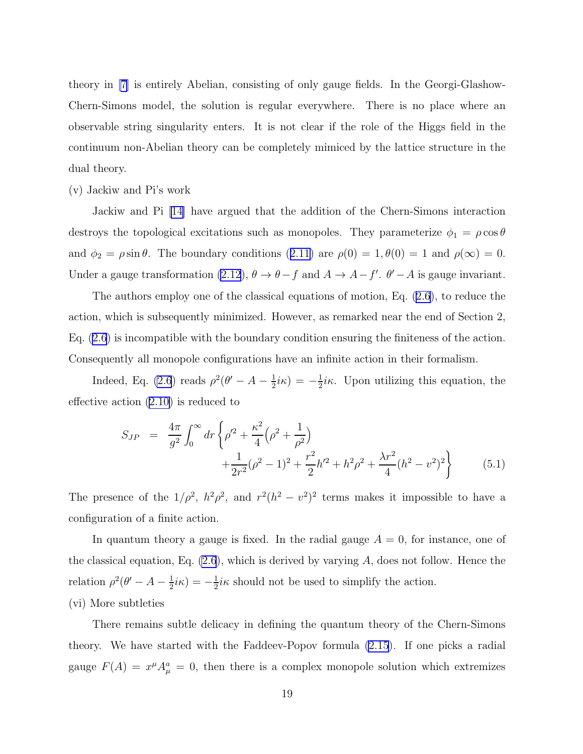theory in [7] is entirely Abelian, consisting of only gauge fields. In the Georgi-Glashow-Chern-Simons model, the solution is regular everywhere. There is no place where an observable string singularity enters. It is not clear if the role of the Higgs field in the continuum non-Abelian theory can be completely mimiced by the lattice structure in the dual theory.

(v) Jackiw and Pi's work

Jackiw and Pi [14] have argued that the addition of the Chern-Simons interaction destroys the topological excitations such as monopoles. They parameterize $\phi_1 = \rho\cos\theta$ and $\phi_2 = \rho\sin\theta$. The boundary conditions (2.11) are $\rho(0) = 1, \theta(0) = 1$ and $\rho(\infty) = 0$. Under a gauge transformation (2.12), $\theta \to \theta - f$ and $A \to A - f'$. $\theta' - A$ is gauge invariant.

The authors employ one of the classical equations of motion, Eq. (2.6), to reduce the action, which is subsequently minimized. However, as remarked near the end of Section 2, Eq. (2.6) is incompatible with the boundary condition ensuring the finiteness of the action. Consequently all monopole configurations have an infinite action in their formalism.

Indeed, Eq. (2.6) reads $\rho^2(\theta' - A - \frac{1}{2}i\kappa) = -\frac{1}{2}i\kappa$. Upon utilizing this equation, the effective action (2.10) is reduced to

$$
\begin{aligned}
S_{JP} \;\; = \;\; \frac{4\pi}{g^2}\int_0^\infty dr \bigg\{ & \rho'^2 + \frac{\kappa^2}{4}\Big(\rho^2 + \frac{1}{\rho^2}\Big) \\
& + \frac{1}{2r^2}(\rho^2 - 1)^2 + \frac{r^2}{2}h'^2 + h^2\rho^2 + \frac{\lambda r^2}{4}(h^2 - v^2)^2 \bigg\} 
\end{aligned}
\qquad (5.1)
$$

The presence of the $1/\rho^2$, $h^2\rho^2$, and $r^2(h^2 - v^2)^2$ terms makes it impossible to have a configuration of a finite action.

In quantum theory a gauge is fixed. In the radial gauge $A = 0$, for instance, one of the classical equation, Eq. (2.6), which is derived by varying $A$, does not follow. Hence the relation $\rho^2(\theta' - A - \frac{1}{2}i\kappa) = -\frac{1}{2}i\kappa$ should not be used to simplify the action.

(vi) More subtleties

There remains subtle delicacy in defining the quantum theory of the Chern-Simons theory. We have started with the Faddeev-Popov formula (2.15). If one picks a radial gauge $F(A) = x^\mu A^a_\mu = 0$, then there is a complex monopole solution which extremizes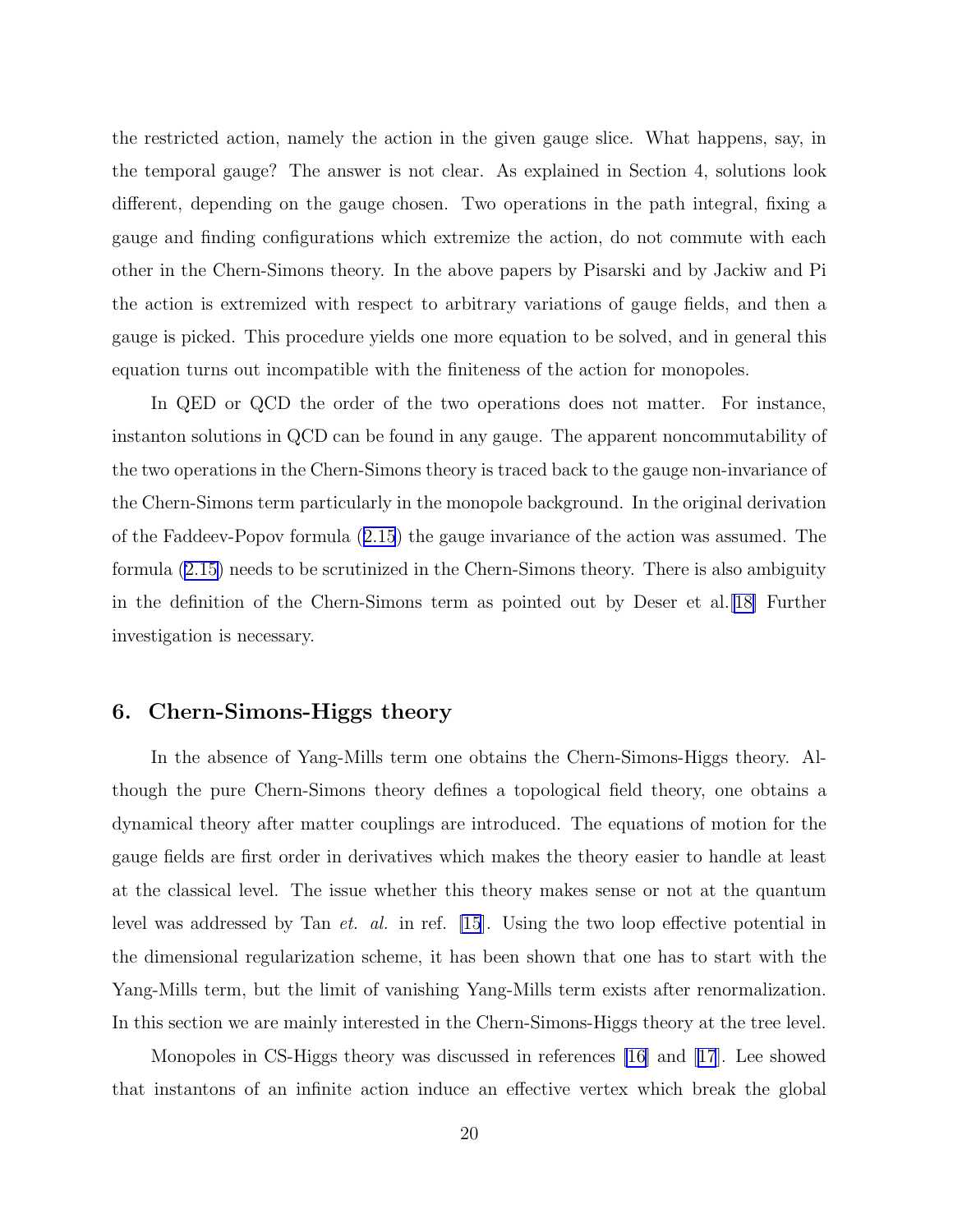the restricted action, namely the action in the given gauge slice. What happens, say, in the temporal gauge? The answer is not clear. As explained in Section 4, solutions look different, depending on the gauge chosen. Two operations in the path integral, fixing a gauge and finding configurations which extremize the action, do not commute with each other in the Chern-Simons theory. In the above papers by Pisarski and by Jackiw and Pi the action is extremized with respect to arbitrary variations of gauge fields, and then a gauge is picked. This procedure yields one more equation to be solved, and in general this equation turns out incompatible with the finiteness of the action for monopoles.

In QED or QCD the order of the two operations does not matter. For instance, instanton solutions in QCD can be found in any gauge. The apparent noncommutability of the two operations in the Chern-Simons theory is traced back to the gauge non-invariance of the Chern-Simons term particularly in the monopole background. In the original derivation of the Faddeev-Popov formula (2.15) the gauge invariance of the action was assumed. The formula (2.15) needs to be scrutinized in the Chern-Simons theory. There is also ambiguity in the definition of the Chern-Simons term as pointed out by Deser et al.[18] Further investigation is necessary.

## 6. Chern-Simons-Higgs theory

In the absence of Yang-Mills term one obtains the Chern-Simons-Higgs theory. Although the pure Chern-Simons theory defines a topological field theory, one obtains a dynamical theory after matter couplings are introduced. The equations of motion for the gauge fields are first order in derivatives which makes the theory easier to handle at least at the classical level. The issue whether this theory makes sense or not at the quantum level was addressed by Tan *et. al.* in ref. [15]. Using the two loop effective potential in the dimensional regularization scheme, it has been shown that one has to start with the Yang-Mills term, but the limit of vanishing Yang-Mills term exists after renormalization. In this section we are mainly interested in the Chern-Simons-Higgs theory at the tree level.

Monopoles in CS-Higgs theory was discussed in references [16] and [17]. Lee showed that instantons of an infinite action induce an effective vertex which break the global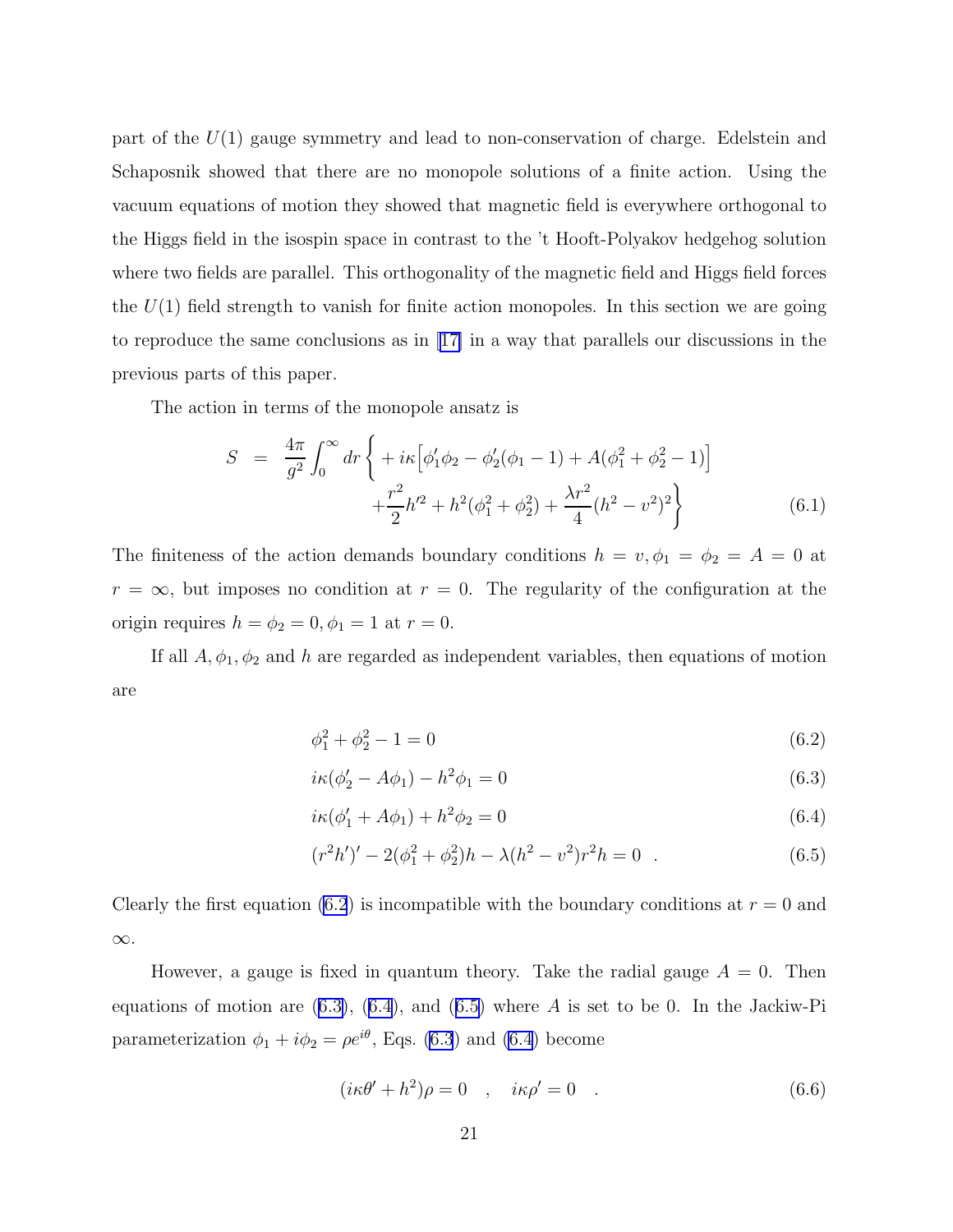part of the $U(1)$ gauge symmetry and lead to non-conservation of charge. Edelstein and Schaposnik showed that there are no monopole solutions of a finite action. Using the vacuum equations of motion they showed that magnetic field is everywhere orthogonal to the Higgs field in the isospin space in contrast to the 't Hooft-Polyakov hedgehog solution where two fields are parallel. This orthogonality of the magnetic field and Higgs field forces the $U(1)$ field strength to vanish for finite action monopoles. In this section we are going to reproduce the same conclusions as in [17] in a way that parallels our discussions in the previous parts of this paper.

The action in terms of the monopole ansatz is

$$
\begin{aligned}
S \;=\; \frac{4\pi}{g^2}\int_0^\infty dr \bigg\{ &+ i\kappa\Big[\phi_1'\phi_2 - \phi_2'(\phi_1 - 1) + A(\phi_1^2+\phi_2^2-1)\Big] \\
&+ \frac{r^2}{2}h'^2 + h^2(\phi_1^2+\phi_2^2) + \frac{\lambda r^2}{4}(h^2-v^2)^2 \bigg\}
\end{aligned}
\tag{6.1}
$$

The finiteness of the action demands boundary conditions $h = v, \phi_1 = \phi_2 = A = 0$ at $r = \infty$, but imposes no condition at $r = 0$. The regularity of the configuration at the origin requires $h = \phi_2 = 0, \phi_1 = 1$ at $r = 0$.

If all $A, \phi_1, \phi_2$ and $h$ are regarded as independent variables, then equations of motion are

$$
\phi_1^2 + \phi_2^2 - 1 = 0 \tag{6.2}
$$

$$
i\kappa(\phi_2' - A\phi_1) - h^2\phi_1 = 0 \tag{6.3}
$$

$$
i\kappa(\phi_1' + A\phi_1) + h^2\phi_2 = 0 \tag{6.4}
$$

$$
(r^2h')' - 2(\phi_1^2+\phi_2^2)h - \lambda(h^2-v^2)r^2h = 0 \quad . \tag{6.5}
$$

Clearly the first equation (6.2) is incompatible with the boundary conditions at $r = 0$ and $\infty$.

However, a gauge is fixed in quantum theory. Take the radial gauge $A = 0$. Then equations of motion are (6.3), (6.4), and (6.5) where $A$ is set to be 0. In the Jackiw-Pi parameterization $\phi_1 + i\phi_2 = \rho e^{i\theta}$, Eqs. (6.3) and (6.4) become

$$
(i\kappa\theta' + h^2)\rho = 0 \quad , \quad i\kappa\rho' = 0 \quad . \tag{6.6}
$$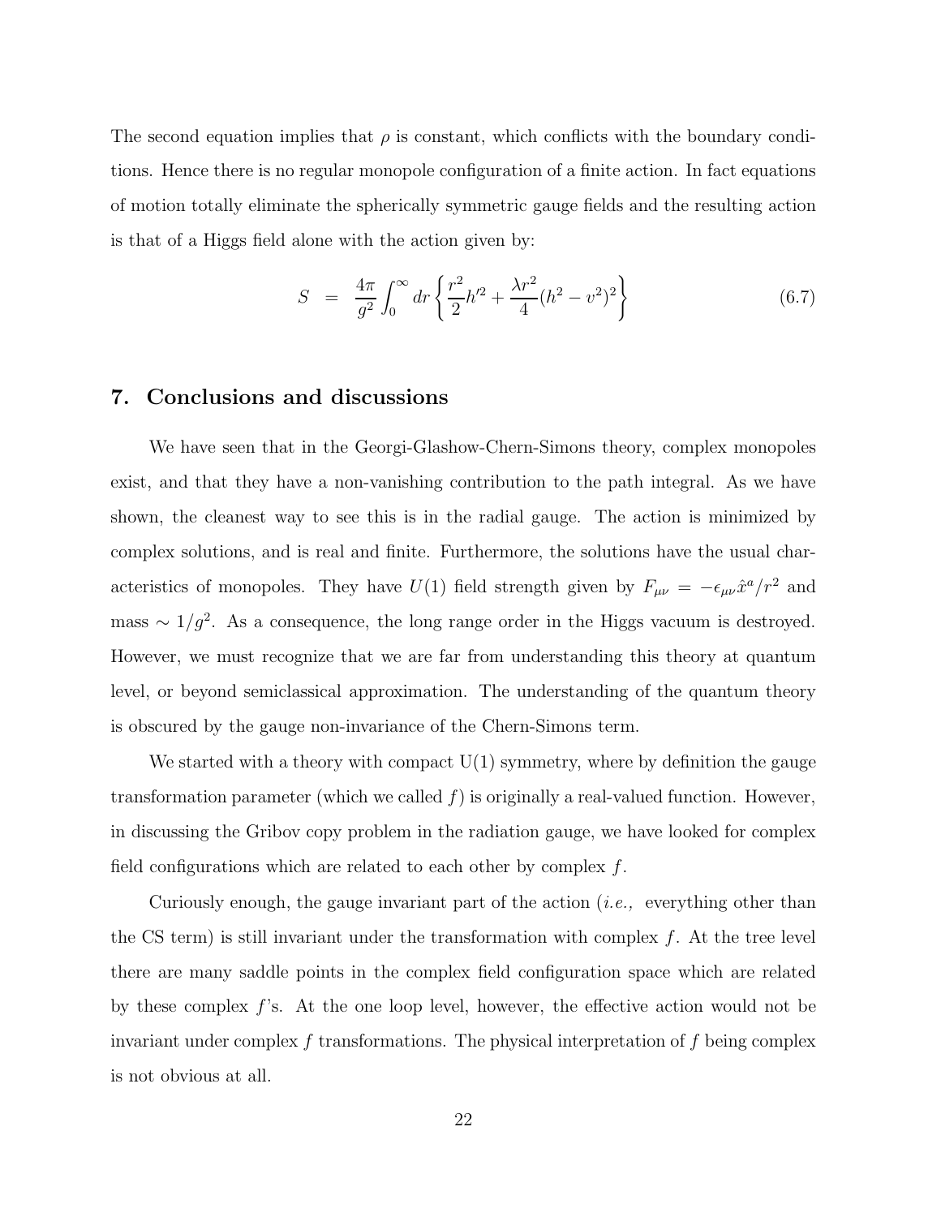The second equation implies that $\rho$ is constant, which conflicts with the boundary conditions. Hence there is no regular monopole configuration of a finite action. In fact equations of motion totally eliminate the spherically symmetric gauge fields and the resulting action is that of a Higgs field alone with the action given by:

$$S = \frac{4\pi}{g^2} \int_0^\infty dr \left\{ \frac{r^2}{2} h'^2 + \frac{\lambda r^2}{4} (h^2 - v^2)^2 \right\} \tag{6.7}$$

## 7. Conclusions and discussions

We have seen that in the Georgi-Glashow-Chern-Simons theory, complex monopoles exist, and that they have a non-vanishing contribution to the path integral. As we have shown, the cleanest way to see this is in the radial gauge. The action is minimized by complex solutions, and is real and finite. Furthermore, the solutions have the usual characteristics of monopoles. They have $U(1)$ field strength given by $F_{\mu\nu} = -\epsilon_{\mu\nu} \hat{x}^a / r^2$ and mass $\sim 1/g^2$. As a consequence, the long range order in the Higgs vacuum is destroyed. However, we must recognize that we are far from understanding this theory at quantum level, or beyond semiclassical approximation. The understanding of the quantum theory is obscured by the gauge non-invariance of the Chern-Simons term.

We started with a theory with compact U(1) symmetry, where by definition the gauge transformation parameter (which we called $f$) is originally a real-valued function. However, in discussing the Gribov copy problem in the radiation gauge, we have looked for complex field configurations which are related to each other by complex $f$.

Curiously enough, the gauge invariant part of the action (*i.e.,* everything other than the CS term) is still invariant under the transformation with complex $f$. At the tree level there are many saddle points in the complex field configuration space which are related by these complex $f$'s. At the one loop level, however, the effective action would not be invariant under complex $f$ transformations. The physical interpretation of $f$ being complex is not obvious at all.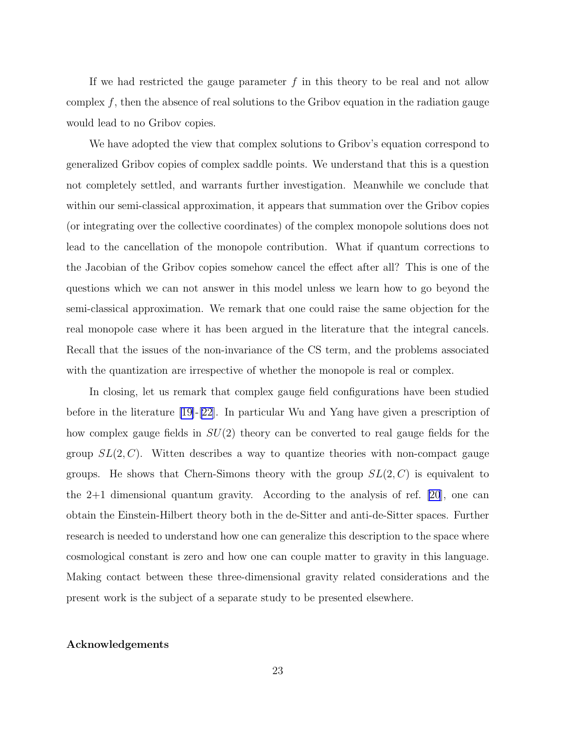If we had restricted the gauge parameter $f$ in this theory to be real and not allow complex $f$, then the absence of real solutions to the Gribov equation in the radiation gauge would lead to no Gribov copies.

We have adopted the view that complex solutions to Gribov's equation correspond to generalized Gribov copies of complex saddle points. We understand that this is a question not completely settled, and warrants further investigation. Meanwhile we conclude that within our semi-classical approximation, it appears that summation over the Gribov copies (or integrating over the collective coordinates) of the complex monopole solutions does not lead to the cancellation of the monopole contribution. What if quantum corrections to the Jacobian of the Gribov copies somehow cancel the effect after all? This is one of the questions which we can not answer in this model unless we learn how to go beyond the semi-classical approximation. We remark that one could raise the same objection for the real monopole case where it has been argued in the literature that the integral cancels. Recall that the issues of the non-invariance of the CS term, and the problems associated with the quantization are irrespective of whether the monopole is real or complex.

In closing, let us remark that complex gauge field configurations have been studied before in the literature [19]-[22]. In particular Wu and Yang have given a prescription of how complex gauge fields in $SU(2)$ theory can be converted to real gauge fields for the group $SL(2,C)$. Witten describes a way to quantize theories with non-compact gauge groups. He shows that Chern-Simons theory with the group $SL(2,C)$ is equivalent to the 2+1 dimensional quantum gravity. According to the analysis of ref. [20], one can obtain the Einstein-Hilbert theory both in the de-Sitter and anti-de-Sitter spaces. Further research is needed to understand how one can generalize this description to the space where cosmological constant is zero and how one can couple matter to gravity in this language. Making contact between these three-dimensional gravity related considerations and the present work is the subject of a separate study to be presented elsewhere.

**Acknowledgements**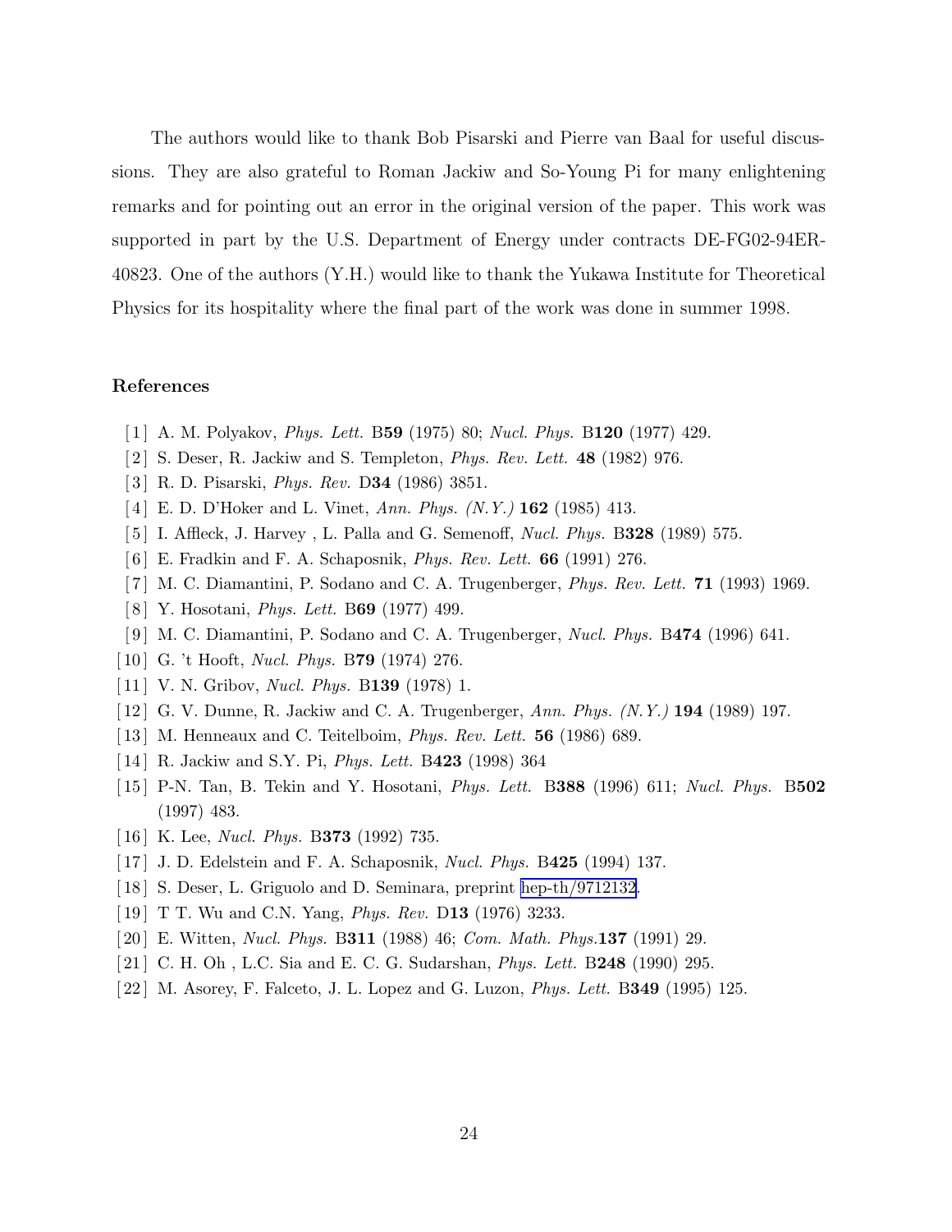The authors would like to thank Bob Pisarski and Pierre van Baal for useful discussions. They are also grateful to Roman Jackiw and So-Young Pi for many enlightening remarks and for pointing out an error in the original version of the paper. This work was supported in part by the U.S. Department of Energy under contracts DE-FG02-94ER-40823. One of the authors (Y.H.) would like to thank the Yukawa Institute for Theoretical Physics for its hospitality where the final part of the work was done in summer 1998.

## References

[1] A. M. Polyakov, *Phys. Lett.* B**59** (1975) 80; *Nucl. Phys.* B**120** (1977) 429.

[2] S. Deser, R. Jackiw and S. Templeton, *Phys. Rev. Lett.* **48** (1982) 976.

[3] R. D. Pisarski, *Phys. Rev.* D**34** (1986) 3851.

[4] E. D. D'Hoker and L. Vinet, *Ann. Phys. (N.Y.)* **162** (1985) 413.

[5] I. Affleck, J. Harvey , L. Palla and G. Semenoff, *Nucl. Phys.* B**328** (1989) 575.

[6] E. Fradkin and F. A. Schaposnik, *Phys. Rev. Lett.* **66** (1991) 276.

[7] M. C. Diamantini, P. Sodano and C. A. Trugenberger, *Phys. Rev. Lett.* **71** (1993) 1969.

[8] Y. Hosotani, *Phys. Lett.* B**69** (1977) 499.

[9] M. C. Diamantini, P. Sodano and C. A. Trugenberger, *Nucl. Phys.* B**474** (1996) 641.

[10] G. 't Hooft, *Nucl. Phys.* B**79** (1974) 276.

[11] V. N. Gribov, *Nucl. Phys.* B**139** (1978) 1.

[12] G. V. Dunne, R. Jackiw and C. A. Trugenberger, *Ann. Phys. (N.Y.)* **194** (1989) 197.

[13] M. Henneaux and C. Teitelboim, *Phys. Rev. Lett.* **56** (1986) 689.

[14] R. Jackiw and S.Y. Pi, *Phys. Lett.* B**423** (1998) 364

[15] P-N. Tan, B. Tekin and Y. Hosotani, *Phys. Lett.* B**388** (1996) 611; *Nucl. Phys.* B**502** (1997) 483.

[16] K. Lee, *Nucl. Phys.* B**373** (1992) 735.

[17] J. D. Edelstein and F. A. Schaposnik, *Nucl. Phys.* B**425** (1994) 137.

[18] S. Deser, L. Griguolo and D. Seminara, preprint hep-th/9712132.

[19] T T. Wu and C.N. Yang, *Phys. Rev.* D**13** (1976) 3233.

[20] E. Witten, *Nucl. Phys.* B**311** (1988) 46; *Com. Math. Phys.***137** (1991) 29.

[21] C. H. Oh , L.C. Sia and E. C. G. Sudarshan, *Phys. Lett.* B**248** (1990) 295.

[22] M. Asorey, F. Falceto, J. L. Lopez and G. Luzon, *Phys. Lett.* B**349** (1995) 125.